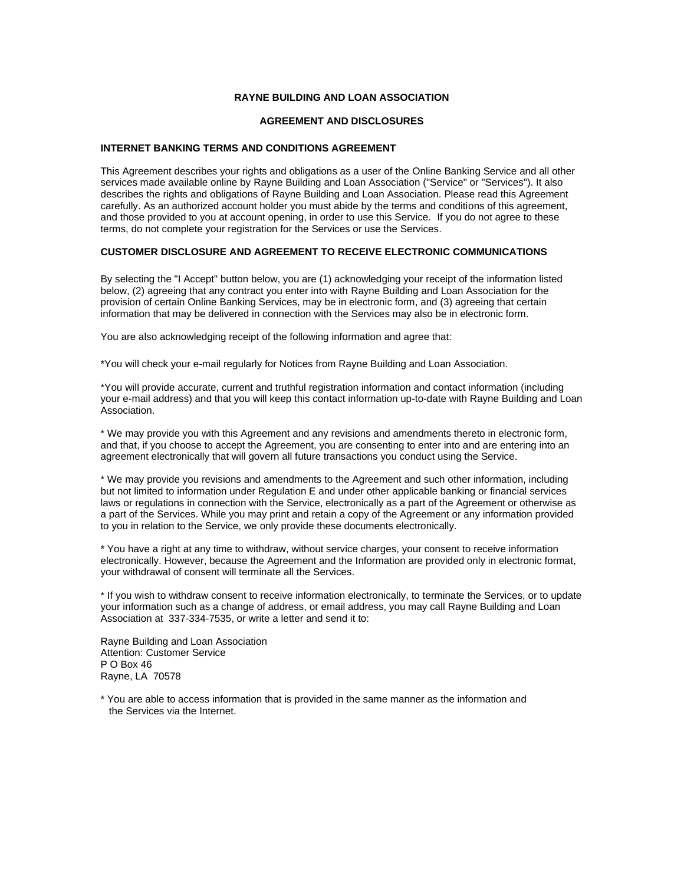# RAYNE BUILDING AND LOAN ASSOCIATION

## AGREEMENT AND DISCLOSURES

### INTERNET BANKING TERMS AND CONDITIONS AGREEMENT

This Agreement describes your rights and obligations as a user of the Online Banking Service and all other services made available online by Rayne Building and Loan Association ("Service" or "Services"). It also describes the rights and obligations of Rayne Building and Loan Association. Please read this Agreement carefully. As an authorized account holder you must abide by the terms and conditions of this agreement, and those provided to you at account opening, in order to use this Service. If you do not agree to these terms, do not complete your registration for the Services or use the Services.

### CUSTOMER DISCLOSURE AND AGREEMENT TO RECEIVE ELECTRONIC COMMUNICATIONS

By selecting the "I Accept" button below, you are (1) acknowledging your receipt of the information listed below, (2) agreeing that any contract you enter into with Rayne Building and Loan Association for the provision of certain Online Banking Services, may be in electronic form, and (3) agreeing that certain information that may be delivered in connection with the Services may also be in electronic form.

You are also acknowledging receipt of the following information and agree that:

*You will check your e-mail regularly for Notices from Rayne Building and Loan Association.

*You will provide accurate, current and truthful registration information and contact information (including your e-mail address) and that you will keep this contact information up-to-date with Rayne Building and Loan Association.

* We may provide you with this Agreement and any revisions and amendments thereto in electronic form, and that, if you choose to accept the Agreement, you are consenting to enter into and are entering into an agreement electronically that will govern all future transactions you conduct using the Service.

* We may provide you revisions and amendments to the Agreement and such other information, including but not limited to information under Regulation E and under other applicable banking or financial services laws or regulations in connection with the Service, electronically as a part of the Agreement or otherwise as a part of the Services. While you may print and retain a copy of the Agreement or any information provided to you in relation to the Service, we only provide these documents electronically.

* You have a right at any time to withdraw, without service charges, your consent to receive information electronically. However, because the Agreement and the Information are provided only in electronic format, your withdrawal of consent will terminate all the Services.

* If you wish to withdraw consent to receive information electronically, to terminate the Services, or to update your information such as a change of address, or email address, you may call Rayne Building and Loan Association at 337-334-7535, or write a letter and send it to:

Rayne Building and Loan Association
Attention: Customer Service
P O Box 46
Rayne, LA 70578

* You are able to access information that is provided in the same manner as the information and the Services via the Internet.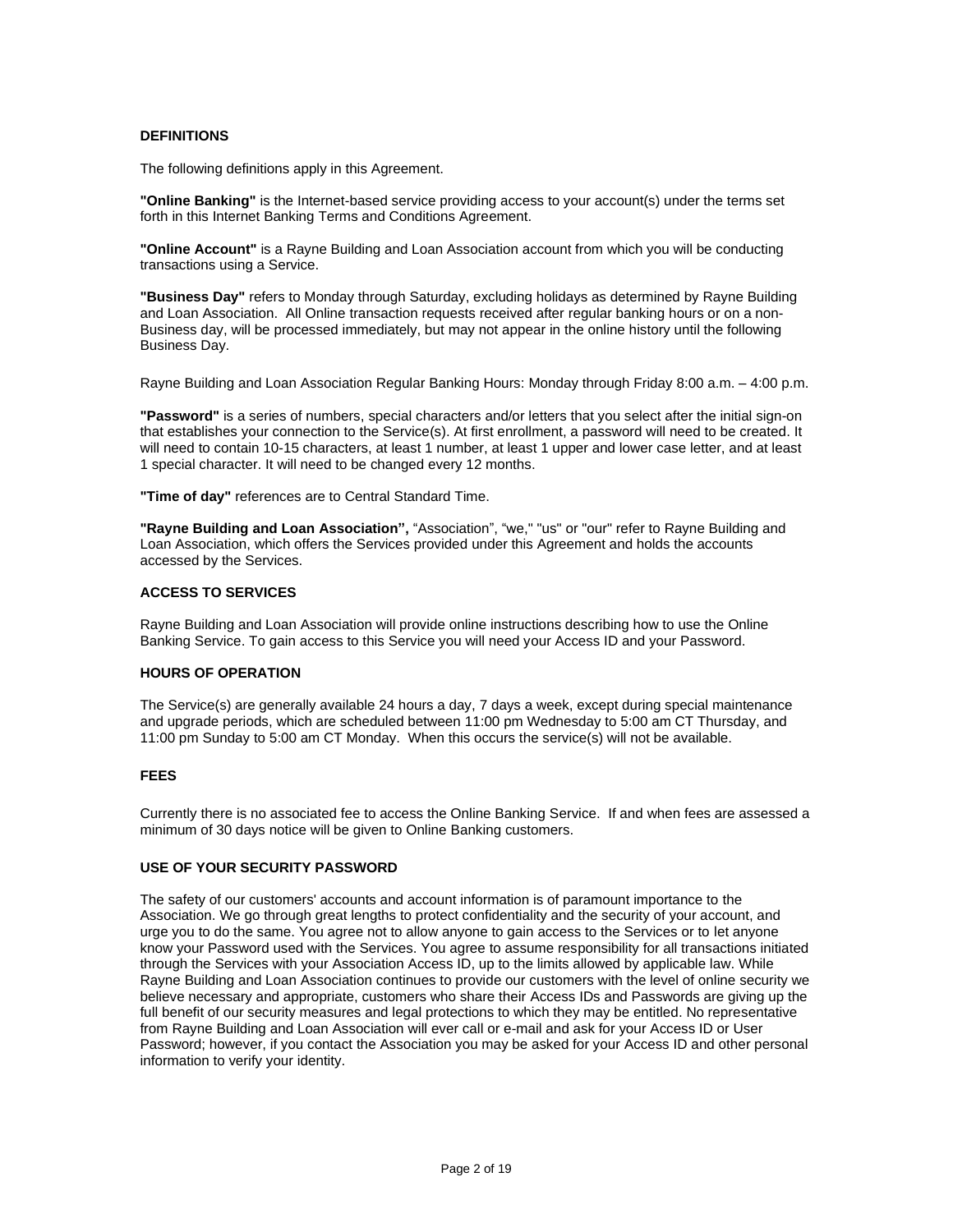## DEFINITIONS

The following definitions apply in this Agreement.

**"Online Banking"** is the Internet-based service providing access to your account(s) under the terms set forth in this Internet Banking Terms and Conditions Agreement.

**"Online Account"** is a Rayne Building and Loan Association account from which you will be conducting transactions using a Service.

**"Business Day"** refers to Monday through Saturday, excluding holidays as determined by Rayne Building and Loan Association. All Online transaction requests received after regular banking hours or on a non-Business day, will be processed immediately, but may not appear in the online history until the following Business Day.

Rayne Building and Loan Association Regular Banking Hours: Monday through Friday 8:00 a.m. – 4:00 p.m.

**"Password"** is a series of numbers, special characters and/or letters that you select after the initial sign-on that establishes your connection to the Service(s). At first enrollment, a password will need to be created. It will need to contain 10-15 characters, at least 1 number, at least 1 upper and lower case letter, and at least 1 special character. It will need to be changed every 12 months.

**"Time of day"** references are to Central Standard Time.

**"Rayne Building and Loan Association",** "Association", "we," "us" or "our" refer to Rayne Building and Loan Association, which offers the Services provided under this Agreement and holds the accounts accessed by the Services.

## ACCESS TO SERVICES

Rayne Building and Loan Association will provide online instructions describing how to use the Online Banking Service. To gain access to this Service you will need your Access ID and your Password.

## HOURS OF OPERATION

The Service(s) are generally available 24 hours a day, 7 days a week, except during special maintenance and upgrade periods, which are scheduled between 11:00 pm Wednesday to 5:00 am CT Thursday, and 11:00 pm Sunday to 5:00 am CT Monday. When this occurs the service(s) will not be available.

## FEES

Currently there is no associated fee to access the Online Banking Service. If and when fees are assessed a minimum of 30 days notice will be given to Online Banking customers.

## USE OF YOUR SECURITY PASSWORD

The safety of our customers' accounts and account information is of paramount importance to the Association. We go through great lengths to protect confidentiality and the security of your account, and urge you to do the same. You agree not to allow anyone to gain access to the Services or to let anyone know your Password used with the Services. You agree to assume responsibility for all transactions initiated through the Services with your Association Access ID, up to the limits allowed by applicable law. While Rayne Building and Loan Association continues to provide our customers with the level of online security we believe necessary and appropriate, customers who share their Access IDs and Passwords are giving up the full benefit of our security measures and legal protections to which they may be entitled. No representative from Rayne Building and Loan Association will ever call or e-mail and ask for your Access ID or User Password; however, if you contact the Association you may be asked for your Access ID and other personal information to verify your identity.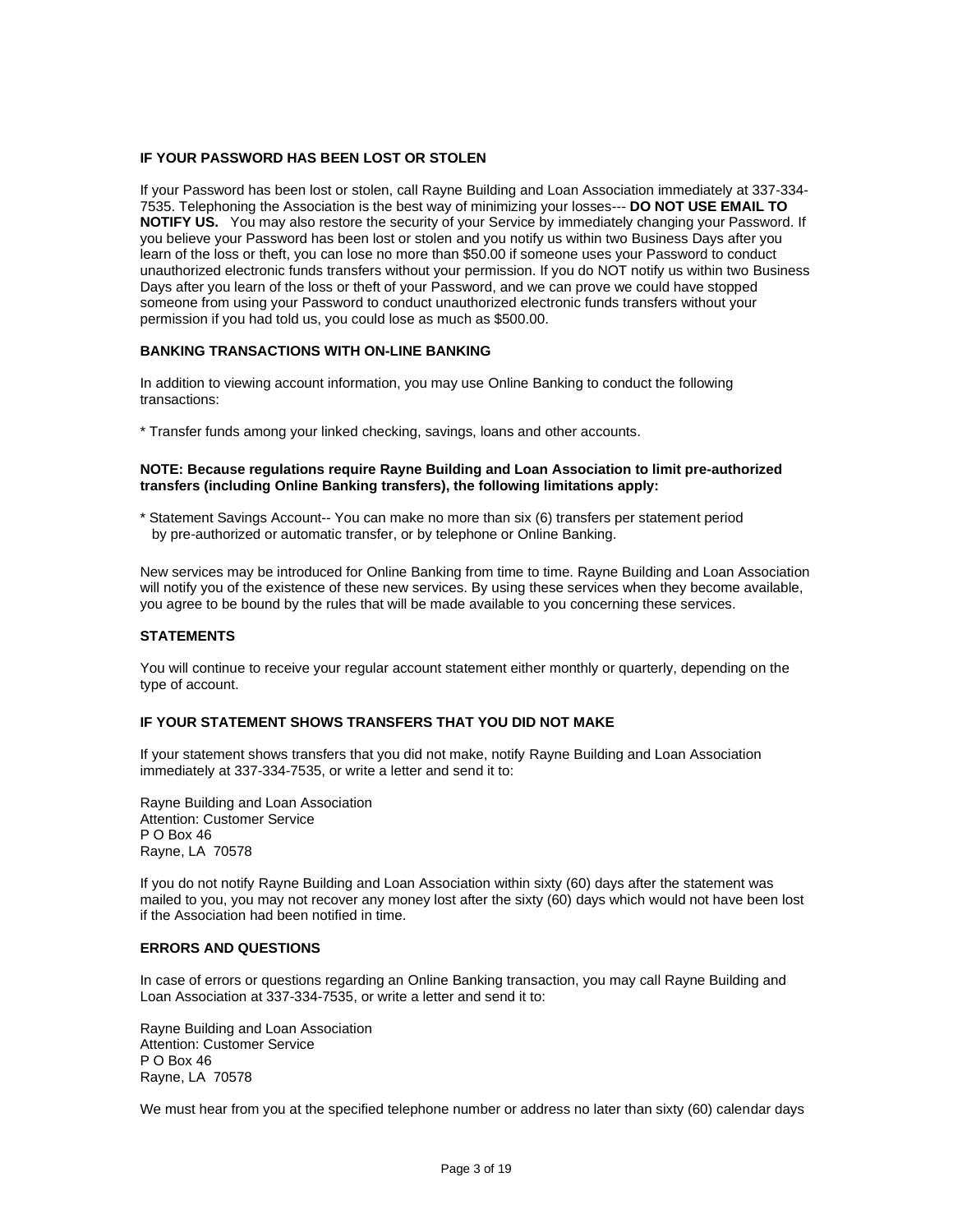### IF YOUR PASSWORD HAS BEEN LOST OR STOLEN

If your Password has been lost or stolen, call Rayne Building and Loan Association immediately at 337-334-7535. Telephoning the Association is the best way of minimizing your losses--- **DO NOT USE EMAIL TO NOTIFY US.** You may also restore the security of your Service by immediately changing your Password. If you believe your Password has been lost or stolen and you notify us within two Business Days after you learn of the loss or theft, you can lose no more than $50.00 if someone uses your Password to conduct unauthorized electronic funds transfers without your permission. If you do NOT notify us within two Business Days after you learn of the loss or theft of your Password, and we can prove we could have stopped someone from using your Password to conduct unauthorized electronic funds transfers without your permission if you had told us, you could lose as much as $500.00.

### BANKING TRANSACTIONS WITH ON-LINE BANKING

In addition to viewing account information, you may use Online Banking to conduct the following transactions:

* Transfer funds among your linked checking, savings, loans and other accounts.

**NOTE: Because regulations require Rayne Building and Loan Association to limit pre-authorized transfers (including Online Banking transfers), the following limitations apply:**

* Statement Savings Account-- You can make no more than six (6) transfers per statement period by pre-authorized or automatic transfer, or by telephone or Online Banking.

New services may be introduced for Online Banking from time to time. Rayne Building and Loan Association will notify you of the existence of these new services. By using these services when they become available, you agree to be bound by the rules that will be made available to you concerning these services.

### STATEMENTS

You will continue to receive your regular account statement either monthly or quarterly, depending on the type of account.

### IF YOUR STATEMENT SHOWS TRANSFERS THAT YOU DID NOT MAKE

If your statement shows transfers that you did not make, notify Rayne Building and Loan Association immediately at 337-334-7535, or write a letter and send it to:

Rayne Building and Loan Association
Attention: Customer Service
P O Box 46
Rayne, LA 70578

If you do not notify Rayne Building and Loan Association within sixty (60) days after the statement was mailed to you, you may not recover any money lost after the sixty (60) days which would not have been lost if the Association had been notified in time.

### ERRORS AND QUESTIONS

In case of errors or questions regarding an Online Banking transaction, you may call Rayne Building and Loan Association at 337-334-7535, or write a letter and send it to:

Rayne Building and Loan Association
Attention: Customer Service
P O Box 46
Rayne, LA 70578

We must hear from you at the specified telephone number or address no later than sixty (60) calendar days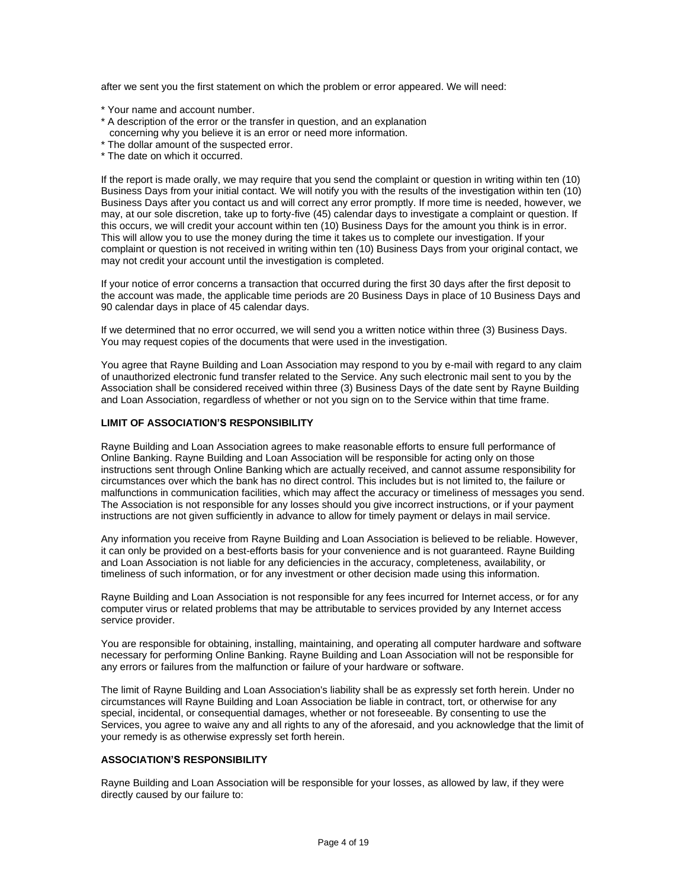after we sent you the first statement on which the problem or error appeared. We will need:

* Your name and account number.
* A description of the error or the transfer in question, and an explanation concerning why you believe it is an error or need more information.
* The dollar amount of the suspected error.
* The date on which it occurred.

If the report is made orally, we may require that you send the complaint or question in writing within ten (10) Business Days from your initial contact. We will notify you with the results of the investigation within ten (10) Business Days after you contact us and will correct any error promptly. If more time is needed, however, we may, at our sole discretion, take up to forty-five (45) calendar days to investigate a complaint or question. If this occurs, we will credit your account within ten (10) Business Days for the amount you think is in error. This will allow you to use the money during the time it takes us to complete our investigation. If your complaint or question is not received in writing within ten (10) Business Days from your original contact, we may not credit your account until the investigation is completed.

If your notice of error concerns a transaction that occurred during the first 30 days after the first deposit to the account was made, the applicable time periods are 20 Business Days in place of 10 Business Days and 90 calendar days in place of 45 calendar days.

If we determined that no error occurred, we will send you a written notice within three (3) Business Days. You may request copies of the documents that were used in the investigation.

You agree that Rayne Building and Loan Association may respond to you by e-mail with regard to any claim of unauthorized electronic fund transfer related to the Service. Any such electronic mail sent to you by the Association shall be considered received within three (3) Business Days of the date sent by Rayne Building and Loan Association, regardless of whether or not you sign on to the Service within that time frame.

**LIMIT OF ASSOCIATION'S RESPONSIBILITY**

Rayne Building and Loan Association agrees to make reasonable efforts to ensure full performance of Online Banking. Rayne Building and Loan Association will be responsible for acting only on those instructions sent through Online Banking which are actually received, and cannot assume responsibility for circumstances over which the bank has no direct control. This includes but is not limited to, the failure or malfunctions in communication facilities, which may affect the accuracy or timeliness of messages you send. The Association is not responsible for any losses should you give incorrect instructions, or if your payment instructions are not given sufficiently in advance to allow for timely payment or delays in mail service.

Any information you receive from Rayne Building and Loan Association is believed to be reliable. However, it can only be provided on a best-efforts basis for your convenience and is not guaranteed. Rayne Building and Loan Association is not liable for any deficiencies in the accuracy, completeness, availability, or timeliness of such information, or for any investment or other decision made using this information.

Rayne Building and Loan Association is not responsible for any fees incurred for Internet access, or for any computer virus or related problems that may be attributable to services provided by any Internet access service provider.

You are responsible for obtaining, installing, maintaining, and operating all computer hardware and software necessary for performing Online Banking. Rayne Building and Loan Association will not be responsible for any errors or failures from the malfunction or failure of your hardware or software.

The limit of Rayne Building and Loan Association's liability shall be as expressly set forth herein. Under no circumstances will Rayne Building and Loan Association be liable in contract, tort, or otherwise for any special, incidental, or consequential damages, whether or not foreseeable. By consenting to use the Services, you agree to waive any and all rights to any of the aforesaid, and you acknowledge that the limit of your remedy is as otherwise expressly set forth herein.

**ASSOCIATION'S RESPONSIBILITY**

Rayne Building and Loan Association will be responsible for your losses, as allowed by law, if they were directly caused by our failure to: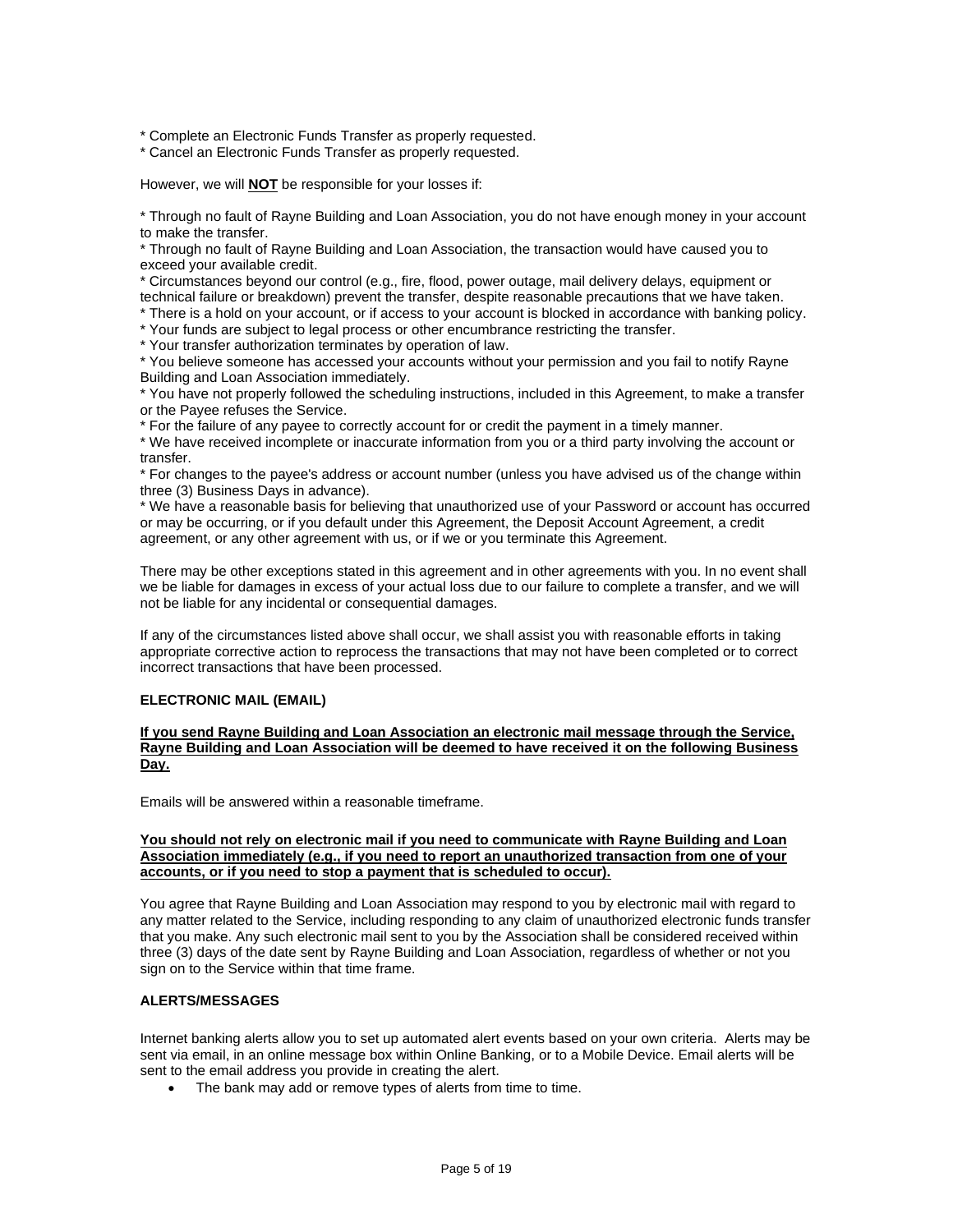* Complete an Electronic Funds Transfer as properly requested.
* Cancel an Electronic Funds Transfer as properly requested.

However, we will **NOT** be responsible for your losses if:

* Through no fault of Rayne Building and Loan Association, you do not have enough money in your account to make the transfer.
* Through no fault of Rayne Building and Loan Association, the transaction would have caused you to exceed your available credit.
* Circumstances beyond our control (e.g., fire, flood, power outage, mail delivery delays, equipment or technical failure or breakdown) prevent the transfer, despite reasonable precautions that we have taken.
* There is a hold on your account, or if access to your account is blocked in accordance with banking policy.
* Your funds are subject to legal process or other encumbrance restricting the transfer.
* Your transfer authorization terminates by operation of law.
* You believe someone has accessed your accounts without your permission and you fail to notify Rayne Building and Loan Association immediately.
* You have not properly followed the scheduling instructions, included in this Agreement, to make a transfer or the Payee refuses the Service.
* For the failure of any payee to correctly account for or credit the payment in a timely manner.
* We have received incomplete or inaccurate information from you or a third party involving the account or transfer.
* For changes to the payee's address or account number (unless you have advised us of the change within three (3) Business Days in advance).
* We have a reasonable basis for believing that unauthorized use of your Password or account has occurred or may be occurring, or if you default under this Agreement, the Deposit Account Agreement, a credit agreement, or any other agreement with us, or if we or you terminate this Agreement.

There may be other exceptions stated in this agreement and in other agreements with you. In no event shall we be liable for damages in excess of your actual loss due to our failure to complete a transfer, and we will not be liable for any incidental or consequential damages.

If any of the circumstances listed above shall occur, we shall assist you with reasonable efforts in taking appropriate corrective action to reprocess the transactions that may not have been completed or to correct incorrect transactions that have been processed.

**ELECTRONIC MAIL (EMAIL)**

**If you send Rayne Building and Loan Association an electronic mail message through the Service, Rayne Building and Loan Association will be deemed to have received it on the following Business Day.**

Emails will be answered within a reasonable timeframe.

**You should not rely on electronic mail if you need to communicate with Rayne Building and Loan Association immediately (e.g., if you need to report an unauthorized transaction from one of your accounts, or if you need to stop a payment that is scheduled to occur).**

You agree that Rayne Building and Loan Association may respond to you by electronic mail with regard to any matter related to the Service, including responding to any claim of unauthorized electronic funds transfer that you make. Any such electronic mail sent to you by the Association shall be considered received within three (3) days of the date sent by Rayne Building and Loan Association, regardless of whether or not you sign on to the Service within that time frame.

**ALERTS/MESSAGES**

Internet banking alerts allow you to set up automated alert events based on your own criteria. Alerts may be sent via email, in an online message box within Online Banking, or to a Mobile Device. Email alerts will be sent to the email address you provide in creating the alert.

- The bank may add or remove types of alerts from time to time.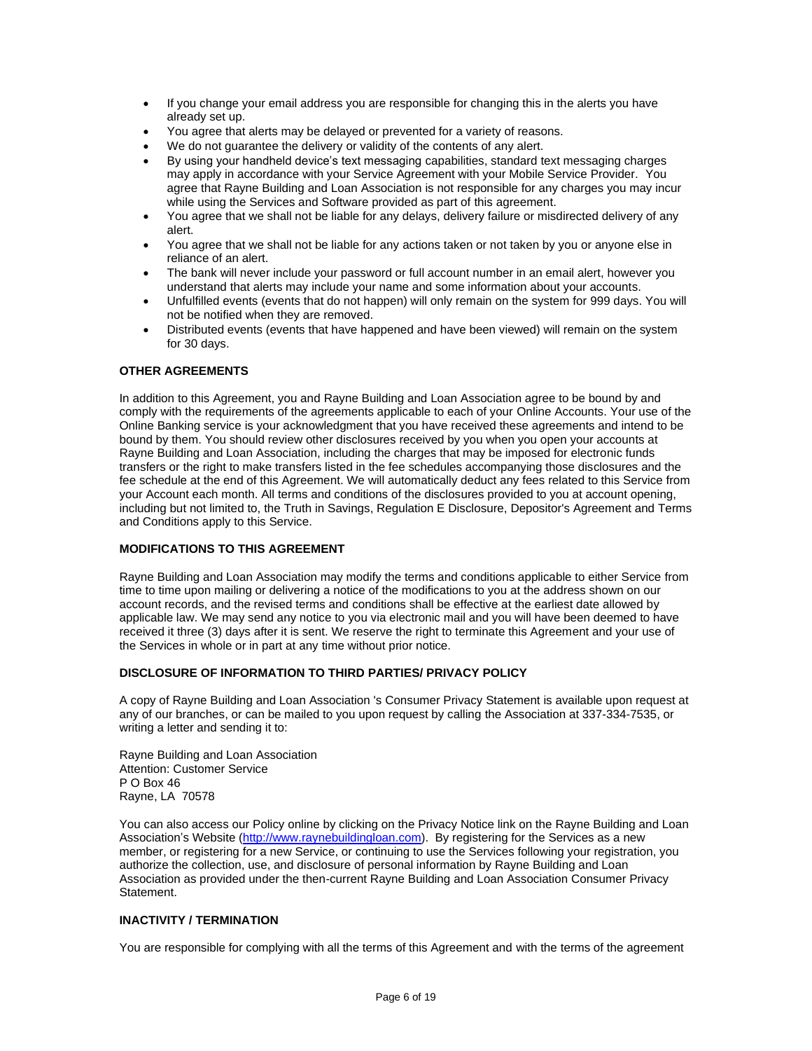- If you change your email address you are responsible for changing this in the alerts you have already set up.
- You agree that alerts may be delayed or prevented for a variety of reasons.
- We do not guarantee the delivery or validity of the contents of any alert.
- By using your handheld device's text messaging capabilities, standard text messaging charges may apply in accordance with your Service Agreement with your Mobile Service Provider. You agree that Rayne Building and Loan Association is not responsible for any charges you may incur while using the Services and Software provided as part of this agreement.
- You agree that we shall not be liable for any delays, delivery failure or misdirected delivery of any alert.
- You agree that we shall not be liable for any actions taken or not taken by you or anyone else in reliance of an alert.
- The bank will never include your password or full account number in an email alert, however you understand that alerts may include your name and some information about your accounts.
- Unfulfilled events (events that do not happen) will only remain on the system for 999 days. You will not be notified when they are removed.
- Distributed events (events that have happened and have been viewed) will remain on the system for 30 days.

**OTHER AGREEMENTS**

In addition to this Agreement, you and Rayne Building and Loan Association agree to be bound by and comply with the requirements of the agreements applicable to each of your Online Accounts. Your use of the Online Banking service is your acknowledgment that you have received these agreements and intend to be bound by them. You should review other disclosures received by you when you open your accounts at Rayne Building and Loan Association, including the charges that may be imposed for electronic funds transfers or the right to make transfers listed in the fee schedules accompanying those disclosures and the fee schedule at the end of this Agreement. We will automatically deduct any fees related to this Service from your Account each month. All terms and conditions of the disclosures provided to you at account opening, including but not limited to, the Truth in Savings, Regulation E Disclosure, Depositor's Agreement and Terms and Conditions apply to this Service.

**MODIFICATIONS TO THIS AGREEMENT**

Rayne Building and Loan Association may modify the terms and conditions applicable to either Service from time to time upon mailing or delivering a notice of the modifications to you at the address shown on our account records, and the revised terms and conditions shall be effective at the earliest date allowed by applicable law. We may send any notice to you via electronic mail and you will have been deemed to have received it three (3) days after it is sent. We reserve the right to terminate this Agreement and your use of the Services in whole or in part at any time without prior notice.

**DISCLOSURE OF INFORMATION TO THIRD PARTIES/ PRIVACY POLICY**

A copy of Rayne Building and Loan Association 's Consumer Privacy Statement is available upon request at any of our branches, or can be mailed to you upon request by calling the Association at 337-334-7535, or writing a letter and sending it to:

Rayne Building and Loan Association
Attention: Customer Service
P O Box 46
Rayne, LA 70578

You can also access our Policy online by clicking on the Privacy Notice link on the Rayne Building and Loan Association's Website (http://www.raynebuildingloan.com). By registering for the Services as a new member, or registering for a new Service, or continuing to use the Services following your registration, you authorize the collection, use, and disclosure of personal information by Rayne Building and Loan Association as provided under the then-current Rayne Building and Loan Association Consumer Privacy Statement.

**INACTIVITY / TERMINATION**

You are responsible for complying with all the terms of this Agreement and with the terms of the agreement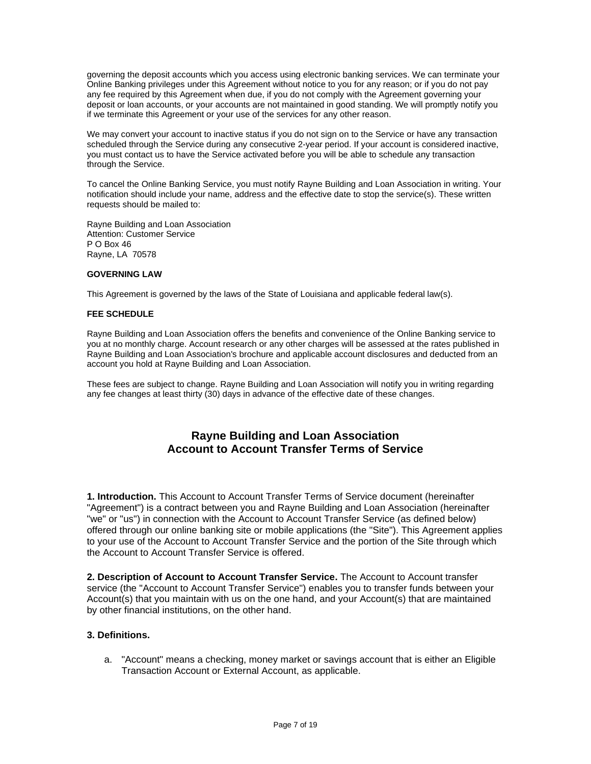governing the deposit accounts which you access using electronic banking services. We can terminate your Online Banking privileges under this Agreement without notice to you for any reason; or if you do not pay any fee required by this Agreement when due, if you do not comply with the Agreement governing your deposit or loan accounts, or your accounts are not maintained in good standing. We will promptly notify you if we terminate this Agreement or your use of the services for any other reason.

We may convert your account to inactive status if you do not sign on to the Service or have any transaction scheduled through the Service during any consecutive 2-year period. If your account is considered inactive, you must contact us to have the Service activated before you will be able to schedule any transaction through the Service.

To cancel the Online Banking Service, you must notify Rayne Building and Loan Association in writing. Your notification should include your name, address and the effective date to stop the service(s). These written requests should be mailed to:

Rayne Building and Loan Association  
Attention: Customer Service  
P O Box 46  
Rayne, LA 70578

**GOVERNING LAW**

This Agreement is governed by the laws of the State of Louisiana and applicable federal law(s).

**FEE SCHEDULE**

Rayne Building and Loan Association offers the benefits and convenience of the Online Banking service to you at no monthly charge. Account research or any other charges will be assessed at the rates published in Rayne Building and Loan Association's brochure and applicable account disclosures and deducted from an account you hold at Rayne Building and Loan Association.

These fees are subject to change. Rayne Building and Loan Association will notify you in writing regarding any fee changes at least thirty (30) days in advance of the effective date of these changes.

## Rayne Building and Loan Association
## Account to Account Transfer Terms of Service

**1. Introduction.** This Account to Account Transfer Terms of Service document (hereinafter "Agreement") is a contract between you and Rayne Building and Loan Association (hereinafter "we" or "us") in connection with the Account to Account Transfer Service (as defined below) offered through our online banking site or mobile applications (the "Site"). This Agreement applies to your use of the Account to Account Transfer Service and the portion of the Site through which the Account to Account Transfer Service is offered.

**2. Description of Account to Account Transfer Service.** The Account to Account transfer service (the "Account to Account Transfer Service") enables you to transfer funds between your Account(s) that you maintain with us on the one hand, and your Account(s) that are maintained by other financial institutions, on the other hand.

**3. Definitions.**

a. "Account" means a checking, money market or savings account that is either an Eligible Transaction Account or External Account, as applicable.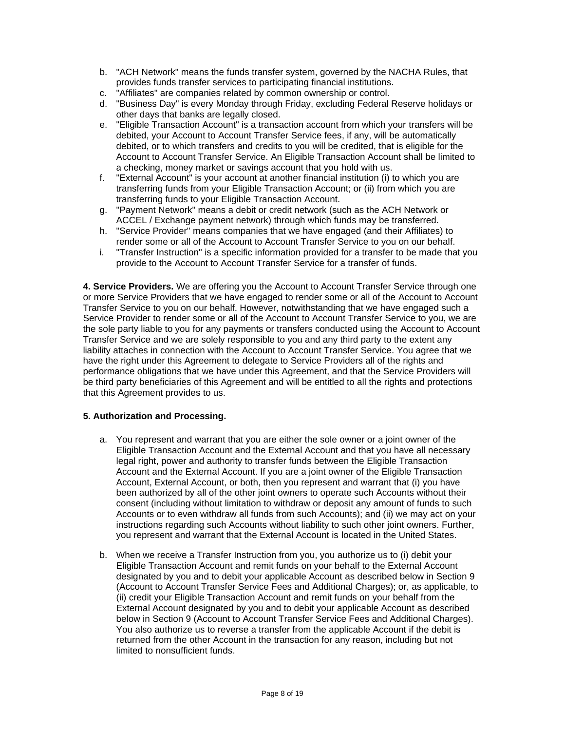b. "ACH Network" means the funds transfer system, governed by the NACHA Rules, that provides funds transfer services to participating financial institutions.
c. "Affiliates" are companies related by common ownership or control.
d. "Business Day" is every Monday through Friday, excluding Federal Reserve holidays or other days that banks are legally closed.
e. "Eligible Transaction Account" is a transaction account from which your transfers will be debited, your Account to Account Transfer Service fees, if any, will be automatically debited, or to which transfers and credits to you will be credited, that is eligible for the Account to Account Transfer Service. An Eligible Transaction Account shall be limited to a checking, money market or savings account that you hold with us.
f. "External Account" is your account at another financial institution (i) to which you are transferring funds from your Eligible Transaction Account; or (ii) from which you are transferring funds to your Eligible Transaction Account.
g. "Payment Network" means a debit or credit network (such as the ACH Network or ACCEL / Exchange payment network) through which funds may be transferred.
h. "Service Provider" means companies that we have engaged (and their Affiliates) to render some or all of the Account to Account Transfer Service to you on our behalf.
i. "Transfer Instruction" is a specific information provided for a transfer to be made that you provide to the Account to Account Transfer Service for a transfer of funds.

**4. Service Providers.** We are offering you the Account to Account Transfer Service through one or more Service Providers that we have engaged to render some or all of the Account to Account Transfer Service to you on our behalf. However, notwithstanding that we have engaged such a Service Provider to render some or all of the Account to Account Transfer Service to you, we are the sole party liable to you for any payments or transfers conducted using the Account to Account Transfer Service and we are solely responsible to you and any third party to the extent any liability attaches in connection with the Account to Account Transfer Service. You agree that we have the right under this Agreement to delegate to Service Providers all of the rights and performance obligations that we have under this Agreement, and that the Service Providers will be third party beneficiaries of this Agreement and will be entitled to all the rights and protections that this Agreement provides to us.

**5. Authorization and Processing.**

a. You represent and warrant that you are either the sole owner or a joint owner of the Eligible Transaction Account and the External Account and that you have all necessary legal right, power and authority to transfer funds between the Eligible Transaction Account and the External Account. If you are a joint owner of the Eligible Transaction Account, External Account, or both, then you represent and warrant that (i) you have been authorized by all of the other joint owners to operate such Accounts without their consent (including without limitation to withdraw or deposit any amount of funds to such Accounts or to even withdraw all funds from such Accounts); and (ii) we may act on your instructions regarding such Accounts without liability to such other joint owners. Further, you represent and warrant that the External Account is located in the United States.

b. When we receive a Transfer Instruction from you, you authorize us to (i) debit your Eligible Transaction Account and remit funds on your behalf to the External Account designated by you and to debit your applicable Account as described below in Section 9 (Account to Account Transfer Service Fees and Additional Charges); or, as applicable, to (ii) credit your Eligible Transaction Account and remit funds on your behalf from the External Account designated by you and to debit your applicable Account as described below in Section 9 (Account to Account Transfer Service Fees and Additional Charges). You also authorize us to reverse a transfer from the applicable Account if the debit is returned from the other Account in the transaction for any reason, including but not limited to nonsufficient funds.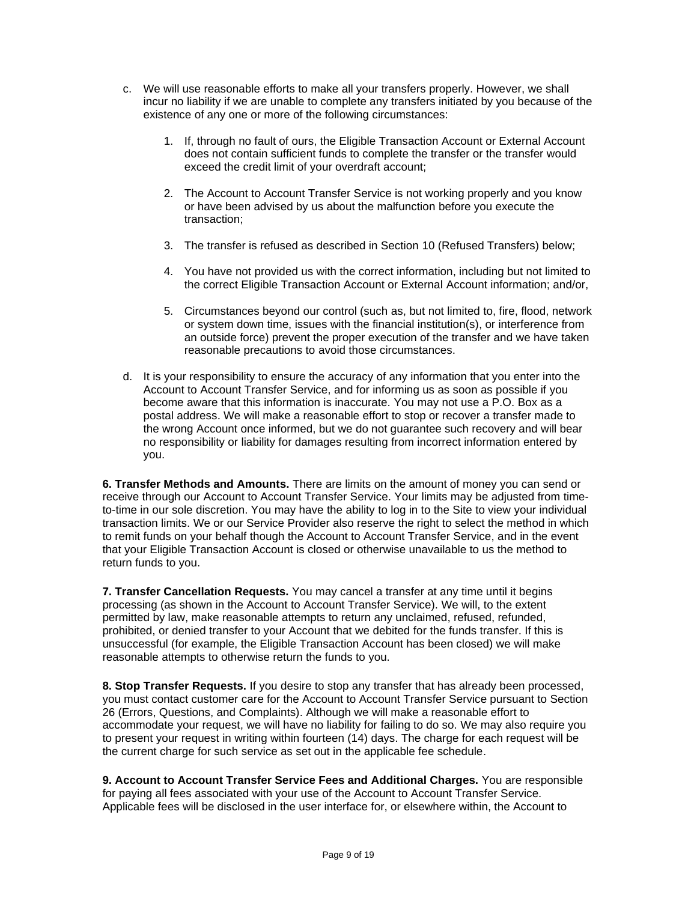c. We will use reasonable efforts to make all your transfers properly. However, we shall incur no liability if we are unable to complete any transfers initiated by you because of the existence of any one or more of the following circumstances:

   1. If, through no fault of ours, the Eligible Transaction Account or External Account does not contain sufficient funds to complete the transfer or the transfer would exceed the credit limit of your overdraft account;

   2. The Account to Account Transfer Service is not working properly and you know or have been advised by us about the malfunction before you execute the transaction;

   3. The transfer is refused as described in Section 10 (Refused Transfers) below;

   4. You have not provided us with the correct information, including but not limited to the correct Eligible Transaction Account or External Account information; and/or,

   5. Circumstances beyond our control (such as, but not limited to, fire, flood, network or system down time, issues with the financial institution(s), or interference from an outside force) prevent the proper execution of the transfer and we have taken reasonable precautions to avoid those circumstances.

d. It is your responsibility to ensure the accuracy of any information that you enter into the Account to Account Transfer Service, and for informing us as soon as possible if you become aware that this information is inaccurate. You may not use a P.O. Box as a postal address. We will make a reasonable effort to stop or recover a transfer made to the wrong Account once informed, but we do not guarantee such recovery and will bear no responsibility or liability for damages resulting from incorrect information entered by you.

**6. Transfer Methods and Amounts.** There are limits on the amount of money you can send or receive through our Account to Account Transfer Service. Your limits may be adjusted from time-to-time in our sole discretion. You may have the ability to log in to the Site to view your individual transaction limits. We or our Service Provider also reserve the right to select the method in which to remit funds on your behalf though the Account to Account Transfer Service, and in the event that your Eligible Transaction Account is closed or otherwise unavailable to us the method to return funds to you.

**7. Transfer Cancellation Requests.** You may cancel a transfer at any time until it begins processing (as shown in the Account to Account Transfer Service). We will, to the extent permitted by law, make reasonable attempts to return any unclaimed, refused, refunded, prohibited, or denied transfer to your Account that we debited for the funds transfer. If this is unsuccessful (for example, the Eligible Transaction Account has been closed) we will make reasonable attempts to otherwise return the funds to you.

**8. Stop Transfer Requests.** If you desire to stop any transfer that has already been processed, you must contact customer care for the Account to Account Transfer Service pursuant to Section 26 (Errors, Questions, and Complaints). Although we will make a reasonable effort to accommodate your request, we will have no liability for failing to do so. We may also require you to present your request in writing within fourteen (14) days. The charge for each request will be the current charge for such service as set out in the applicable fee schedule.

**9. Account to Account Transfer Service Fees and Additional Charges.** You are responsible for paying all fees associated with your use of the Account to Account Transfer Service. Applicable fees will be disclosed in the user interface for, or elsewhere within, the Account to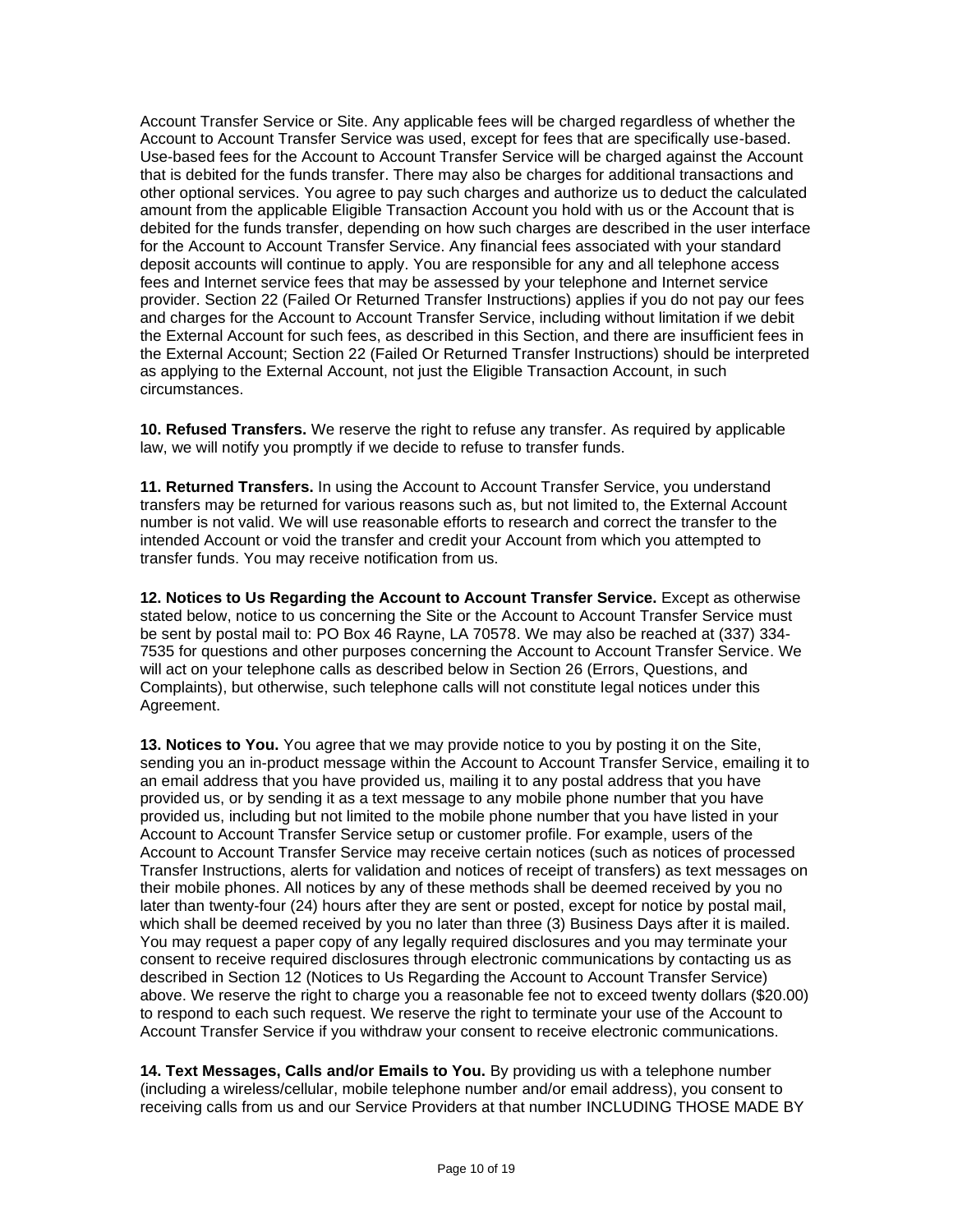Account Transfer Service or Site. Any applicable fees will be charged regardless of whether the Account to Account Transfer Service was used, except for fees that are specifically use-based. Use-based fees for the Account to Account Transfer Service will be charged against the Account that is debited for the funds transfer. There may also be charges for additional transactions and other optional services. You agree to pay such charges and authorize us to deduct the calculated amount from the applicable Eligible Transaction Account you hold with us or the Account that is debited for the funds transfer, depending on how such charges are described in the user interface for the Account to Account Transfer Service. Any financial fees associated with your standard deposit accounts will continue to apply. You are responsible for any and all telephone access fees and Internet service fees that may be assessed by your telephone and Internet service provider. Section 22 (Failed Or Returned Transfer Instructions) applies if you do not pay our fees and charges for the Account to Account Transfer Service, including without limitation if we debit the External Account for such fees, as described in this Section, and there are insufficient fees in the External Account; Section 22 (Failed Or Returned Transfer Instructions) should be interpreted as applying to the External Account, not just the Eligible Transaction Account, in such circumstances.

**10. Refused Transfers.** We reserve the right to refuse any transfer. As required by applicable law, we will notify you promptly if we decide to refuse to transfer funds.

**11. Returned Transfers.** In using the Account to Account Transfer Service, you understand transfers may be returned for various reasons such as, but not limited to, the External Account number is not valid. We will use reasonable efforts to research and correct the transfer to the intended Account or void the transfer and credit your Account from which you attempted to transfer funds. You may receive notification from us.

**12. Notices to Us Regarding the Account to Account Transfer Service.** Except as otherwise stated below, notice to us concerning the Site or the Account to Account Transfer Service must be sent by postal mail to: PO Box 46 Rayne, LA 70578. We may also be reached at (337) 334-7535 for questions and other purposes concerning the Account to Account Transfer Service. We will act on your telephone calls as described below in Section 26 (Errors, Questions, and Complaints), but otherwise, such telephone calls will not constitute legal notices under this Agreement.

**13. Notices to You.** You agree that we may provide notice to you by posting it on the Site, sending you an in-product message within the Account to Account Transfer Service, emailing it to an email address that you have provided us, mailing it to any postal address that you have provided us, or by sending it as a text message to any mobile phone number that you have provided us, including but not limited to the mobile phone number that you have listed in your Account to Account Transfer Service setup or customer profile. For example, users of the Account to Account Transfer Service may receive certain notices (such as notices of processed Transfer Instructions, alerts for validation and notices of receipt of transfers) as text messages on their mobile phones. All notices by any of these methods shall be deemed received by you no later than twenty-four (24) hours after they are sent or posted, except for notice by postal mail, which shall be deemed received by you no later than three (3) Business Days after it is mailed. You may request a paper copy of any legally required disclosures and you may terminate your consent to receive required disclosures through electronic communications by contacting us as described in Section 12 (Notices to Us Regarding the Account to Account Transfer Service) above. We reserve the right to charge you a reasonable fee not to exceed twenty dollars ($20.00) to respond to each such request. We reserve the right to terminate your use of the Account to Account Transfer Service if you withdraw your consent to receive electronic communications.

**14. Text Messages, Calls and/or Emails to You.** By providing us with a telephone number (including a wireless/cellular, mobile telephone number and/or email address), you consent to receiving calls from us and our Service Providers at that number INCLUDING THOSE MADE BY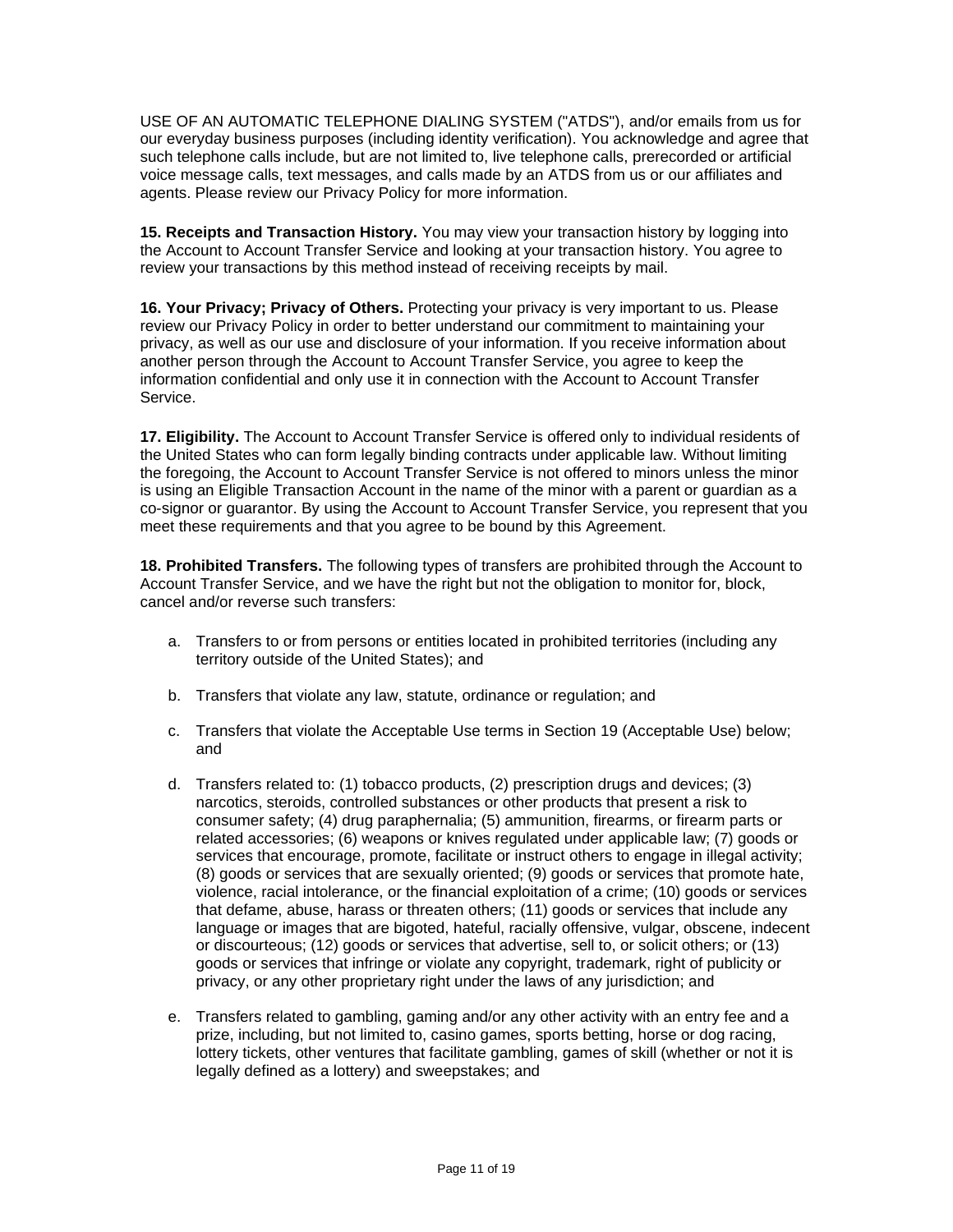USE OF AN AUTOMATIC TELEPHONE DIALING SYSTEM ("ATDS"), and/or emails from us for our everyday business purposes (including identity verification). You acknowledge and agree that such telephone calls include, but are not limited to, live telephone calls, prerecorded or artificial voice message calls, text messages, and calls made by an ATDS from us or our affiliates and agents. Please review our Privacy Policy for more information.

**15. Receipts and Transaction History.** You may view your transaction history by logging into the Account to Account Transfer Service and looking at your transaction history. You agree to review your transactions by this method instead of receiving receipts by mail.

**16. Your Privacy; Privacy of Others.** Protecting your privacy is very important to us. Please review our Privacy Policy in order to better understand our commitment to maintaining your privacy, as well as our use and disclosure of your information. If you receive information about another person through the Account to Account Transfer Service, you agree to keep the information confidential and only use it in connection with the Account to Account Transfer Service.

**17. Eligibility.** The Account to Account Transfer Service is offered only to individual residents of the United States who can form legally binding contracts under applicable law. Without limiting the foregoing, the Account to Account Transfer Service is not offered to minors unless the minor is using an Eligible Transaction Account in the name of the minor with a parent or guardian as a co-signor or guarantor. By using the Account to Account Transfer Service, you represent that you meet these requirements and that you agree to be bound by this Agreement.

**18. Prohibited Transfers.** The following types of transfers are prohibited through the Account to Account Transfer Service, and we have the right but not the obligation to monitor for, block, cancel and/or reverse such transfers:

a. Transfers to or from persons or entities located in prohibited territories (including any territory outside of the United States); and

b. Transfers that violate any law, statute, ordinance or regulation; and

c. Transfers that violate the Acceptable Use terms in Section 19 (Acceptable Use) below; and

d. Transfers related to: (1) tobacco products, (2) prescription drugs and devices; (3) narcotics, steroids, controlled substances or other products that present a risk to consumer safety; (4) drug paraphernalia; (5) ammunition, firearms, or firearm parts or related accessories; (6) weapons or knives regulated under applicable law; (7) goods or services that encourage, promote, facilitate or instruct others to engage in illegal activity; (8) goods or services that are sexually oriented; (9) goods or services that promote hate, violence, racial intolerance, or the financial exploitation of a crime; (10) goods or services that defame, abuse, harass or threaten others; (11) goods or services that include any language or images that are bigoted, hateful, racially offensive, vulgar, obscene, indecent or discourteous; (12) goods or services that advertise, sell to, or solicit others; or (13) goods or services that infringe or violate any copyright, trademark, right of publicity or privacy, or any other proprietary right under the laws of any jurisdiction; and

e. Transfers related to gambling, gaming and/or any other activity with an entry fee and a prize, including, but not limited to, casino games, sports betting, horse or dog racing, lottery tickets, other ventures that facilitate gambling, games of skill (whether or not it is legally defined as a lottery) and sweepstakes; and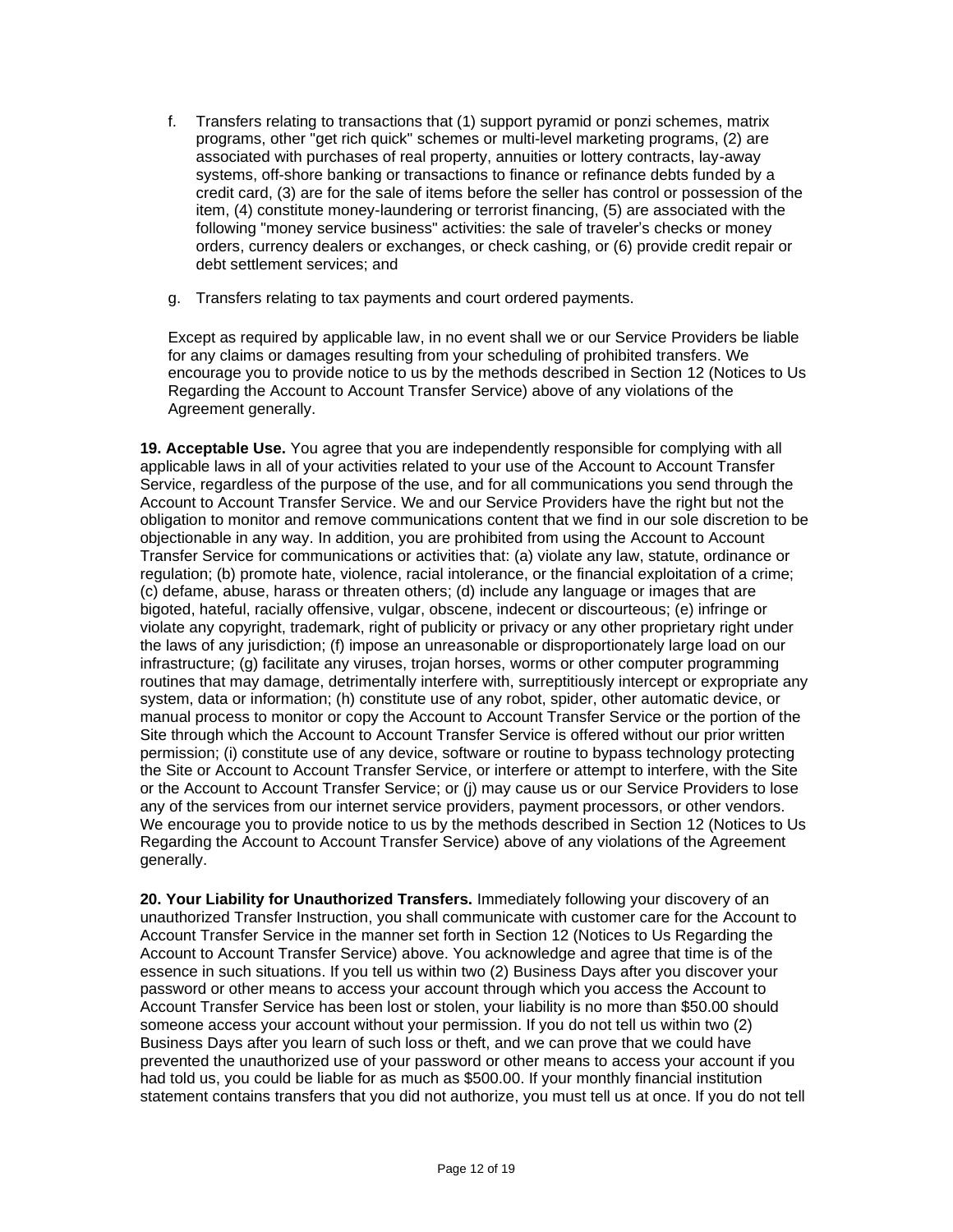f. Transfers relating to transactions that (1) support pyramid or ponzi schemes, matrix programs, other "get rich quick" schemes or multi-level marketing programs, (2) are associated with purchases of real property, annuities or lottery contracts, lay-away systems, off-shore banking or transactions to finance or refinance debts funded by a credit card, (3) are for the sale of items before the seller has control or possession of the item, (4) constitute money-laundering or terrorist financing, (5) are associated with the following "money service business" activities: the sale of traveler's checks or money orders, currency dealers or exchanges, or check cashing, or (6) provide credit repair or debt settlement services; and

g. Transfers relating to tax payments and court ordered payments.

Except as required by applicable law, in no event shall we or our Service Providers be liable for any claims or damages resulting from your scheduling of prohibited transfers. We encourage you to provide notice to us by the methods described in Section 12 (Notices to Us Regarding the Account to Account Transfer Service) above of any violations of the Agreement generally.

**19. Acceptable Use.** You agree that you are independently responsible for complying with all applicable laws in all of your activities related to your use of the Account to Account Transfer Service, regardless of the purpose of the use, and for all communications you send through the Account to Account Transfer Service. We and our Service Providers have the right but not the obligation to monitor and remove communications content that we find in our sole discretion to be objectionable in any way. In addition, you are prohibited from using the Account to Account Transfer Service for communications or activities that: (a) violate any law, statute, ordinance or regulation; (b) promote hate, violence, racial intolerance, or the financial exploitation of a crime; (c) defame, abuse, harass or threaten others; (d) include any language or images that are bigoted, hateful, racially offensive, vulgar, obscene, indecent or discourteous; (e) infringe or violate any copyright, trademark, right of publicity or privacy or any other proprietary right under the laws of any jurisdiction; (f) impose an unreasonable or disproportionately large load on our infrastructure; (g) facilitate any viruses, trojan horses, worms or other computer programming routines that may damage, detrimentally interfere with, surreptitiously intercept or expropriate any system, data or information; (h) constitute use of any robot, spider, other automatic device, or manual process to monitor or copy the Account to Account Transfer Service or the portion of the Site through which the Account to Account Transfer Service is offered without our prior written permission; (i) constitute use of any device, software or routine to bypass technology protecting the Site or Account to Account Transfer Service, or interfere or attempt to interfere, with the Site or the Account to Account Transfer Service; or (j) may cause us or our Service Providers to lose any of the services from our internet service providers, payment processors, or other vendors. We encourage you to provide notice to us by the methods described in Section 12 (Notices to Us Regarding the Account to Account Transfer Service) above of any violations of the Agreement generally.

**20. Your Liability for Unauthorized Transfers.** Immediately following your discovery of an unauthorized Transfer Instruction, you shall communicate with customer care for the Account to Account Transfer Service in the manner set forth in Section 12 (Notices to Us Regarding the Account to Account Transfer Service) above. You acknowledge and agree that time is of the essence in such situations. If you tell us within two (2) Business Days after you discover your password or other means to access your account through which you access the Account to Account Transfer Service has been lost or stolen, your liability is no more than $50.00 should someone access your account without your permission. If you do not tell us within two (2) Business Days after you learn of such loss or theft, and we can prove that we could have prevented the unauthorized use of your password or other means to access your account if you had told us, you could be liable for as much as $500.00. If your monthly financial institution statement contains transfers that you did not authorize, you must tell us at once. If you do not tell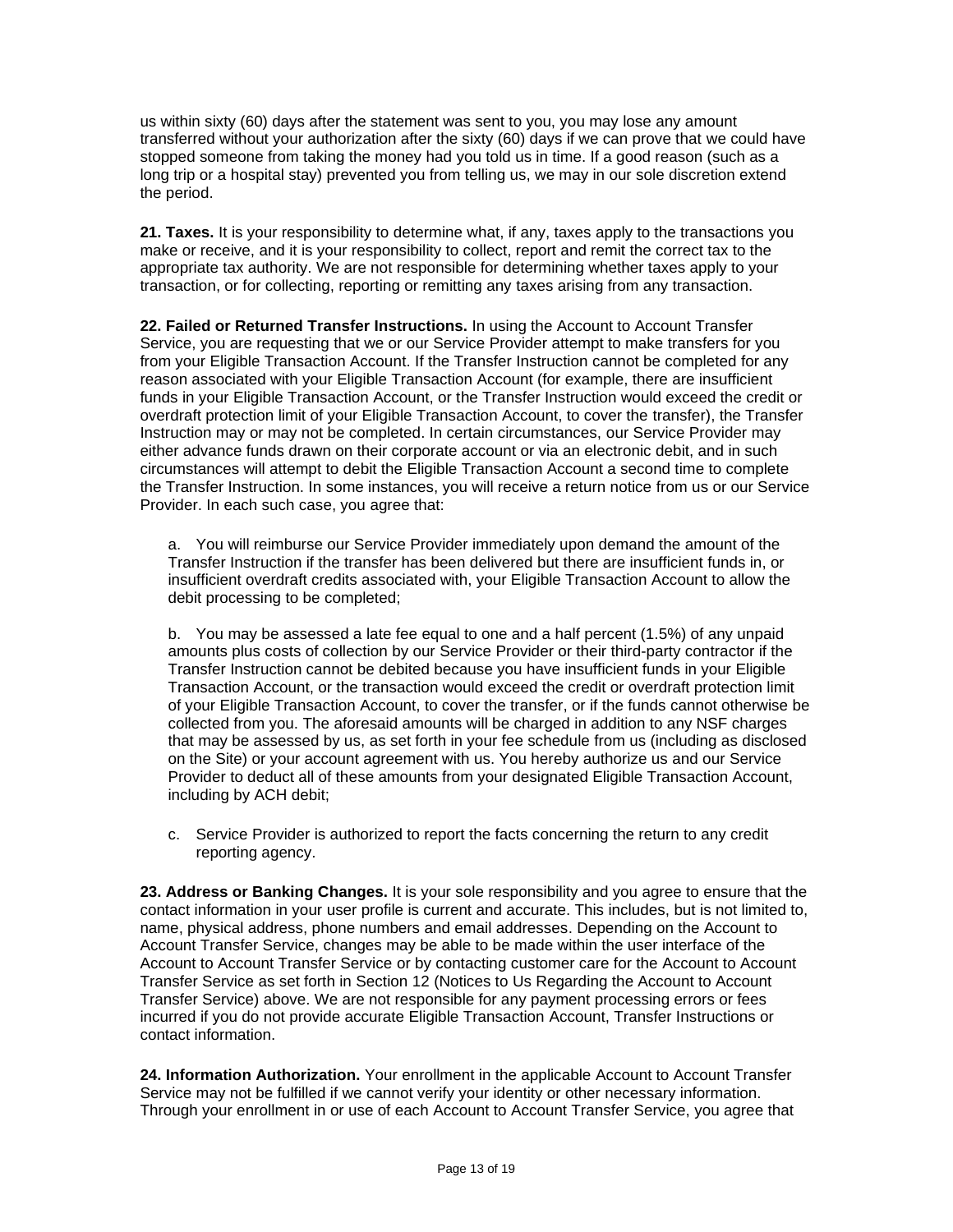us within sixty (60) days after the statement was sent to you, you may lose any amount transferred without your authorization after the sixty (60) days if we can prove that we could have stopped someone from taking the money had you told us in time. If a good reason (such as a long trip or a hospital stay) prevented you from telling us, we may in our sole discretion extend the period.

**21. Taxes.** It is your responsibility to determine what, if any, taxes apply to the transactions you make or receive, and it is your responsibility to collect, report and remit the correct tax to the appropriate tax authority. We are not responsible for determining whether taxes apply to your transaction, or for collecting, reporting or remitting any taxes arising from any transaction.

**22. Failed or Returned Transfer Instructions.** In using the Account to Account Transfer Service, you are requesting that we or our Service Provider attempt to make transfers for you from your Eligible Transaction Account. If the Transfer Instruction cannot be completed for any reason associated with your Eligible Transaction Account (for example, there are insufficient funds in your Eligible Transaction Account, or the Transfer Instruction would exceed the credit or overdraft protection limit of your Eligible Transaction Account, to cover the transfer), the Transfer Instruction may or may not be completed. In certain circumstances, our Service Provider may either advance funds drawn on their corporate account or via an electronic debit, and in such circumstances will attempt to debit the Eligible Transaction Account a second time to complete the Transfer Instruction. In some instances, you will receive a return notice from us or our Service Provider. In each such case, you agree that:

a. You will reimburse our Service Provider immediately upon demand the amount of the Transfer Instruction if the transfer has been delivered but there are insufficient funds in, or insufficient overdraft credits associated with, your Eligible Transaction Account to allow the debit processing to be completed;

b. You may be assessed a late fee equal to one and a half percent (1.5%) of any unpaid amounts plus costs of collection by our Service Provider or their third-party contractor if the Transfer Instruction cannot be debited because you have insufficient funds in your Eligible Transaction Account, or the transaction would exceed the credit or overdraft protection limit of your Eligible Transaction Account, to cover the transfer, or if the funds cannot otherwise be collected from you. The aforesaid amounts will be charged in addition to any NSF charges that may be assessed by us, as set forth in your fee schedule from us (including as disclosed on the Site) or your account agreement with us. You hereby authorize us and our Service Provider to deduct all of these amounts from your designated Eligible Transaction Account, including by ACH debit;

c. Service Provider is authorized to report the facts concerning the return to any credit reporting agency.

**23. Address or Banking Changes.** It is your sole responsibility and you agree to ensure that the contact information in your user profile is current and accurate. This includes, but is not limited to, name, physical address, phone numbers and email addresses. Depending on the Account to Account Transfer Service, changes may be able to be made within the user interface of the Account to Account Transfer Service or by contacting customer care for the Account to Account Transfer Service as set forth in Section 12 (Notices to Us Regarding the Account to Account Transfer Service) above. We are not responsible for any payment processing errors or fees incurred if you do not provide accurate Eligible Transaction Account, Transfer Instructions or contact information.

**24. Information Authorization.** Your enrollment in the applicable Account to Account Transfer Service may not be fulfilled if we cannot verify your identity or other necessary information. Through your enrollment in or use of each Account to Account Transfer Service, you agree that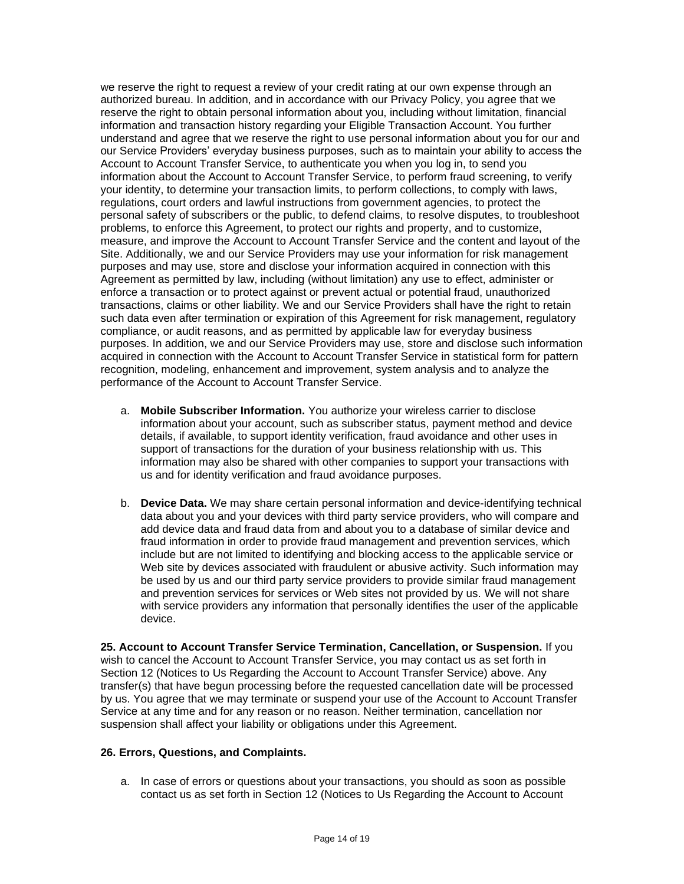we reserve the right to request a review of your credit rating at our own expense through an authorized bureau. In addition, and in accordance with our Privacy Policy, you agree that we reserve the right to obtain personal information about you, including without limitation, financial information and transaction history regarding your Eligible Transaction Account. You further understand and agree that we reserve the right to use personal information about you for our and our Service Providers' everyday business purposes, such as to maintain your ability to access the Account to Account Transfer Service, to authenticate you when you log in, to send you information about the Account to Account Transfer Service, to perform fraud screening, to verify your identity, to determine your transaction limits, to perform collections, to comply with laws, regulations, court orders and lawful instructions from government agencies, to protect the personal safety of subscribers or the public, to defend claims, to resolve disputes, to troubleshoot problems, to enforce this Agreement, to protect our rights and property, and to customize, measure, and improve the Account to Account Transfer Service and the content and layout of the Site. Additionally, we and our Service Providers may use your information for risk management purposes and may use, store and disclose your information acquired in connection with this Agreement as permitted by law, including (without limitation) any use to effect, administer or enforce a transaction or to protect against or prevent actual or potential fraud, unauthorized transactions, claims or other liability. We and our Service Providers shall have the right to retain such data even after termination or expiration of this Agreement for risk management, regulatory compliance, or audit reasons, and as permitted by applicable law for everyday business purposes. In addition, we and our Service Providers may use, store and disclose such information acquired in connection with the Account to Account Transfer Service in statistical form for pattern recognition, modeling, enhancement and improvement, system analysis and to analyze the performance of the Account to Account Transfer Service.

a. **Mobile Subscriber Information.** You authorize your wireless carrier to disclose information about your account, such as subscriber status, payment method and device details, if available, to support identity verification, fraud avoidance and other uses in support of transactions for the duration of your business relationship with us. This information may also be shared with other companies to support your transactions with us and for identity verification and fraud avoidance purposes.

b. **Device Data.** We may share certain personal information and device-identifying technical data about you and your devices with third party service providers, who will compare and add device data and fraud data from and about you to a database of similar device and fraud information in order to provide fraud management and prevention services, which include but are not limited to identifying and blocking access to the applicable service or Web site by devices associated with fraudulent or abusive activity. Such information may be used by us and our third party service providers to provide similar fraud management and prevention services for services or Web sites not provided by us. We will not share with service providers any information that personally identifies the user of the applicable device.

**25. Account to Account Transfer Service Termination, Cancellation, or Suspension.** If you wish to cancel the Account to Account Transfer Service, you may contact us as set forth in Section 12 (Notices to Us Regarding the Account to Account Transfer Service) above. Any transfer(s) that have begun processing before the requested cancellation date will be processed by us. You agree that we may terminate or suspend your use of the Account to Account Transfer Service at any time and for any reason or no reason. Neither termination, cancellation nor suspension shall affect your liability or obligations under this Agreement.

**26. Errors, Questions, and Complaints.**

a. In case of errors or questions about your transactions, you should as soon as possible contact us as set forth in Section 12 (Notices to Us Regarding the Account to Account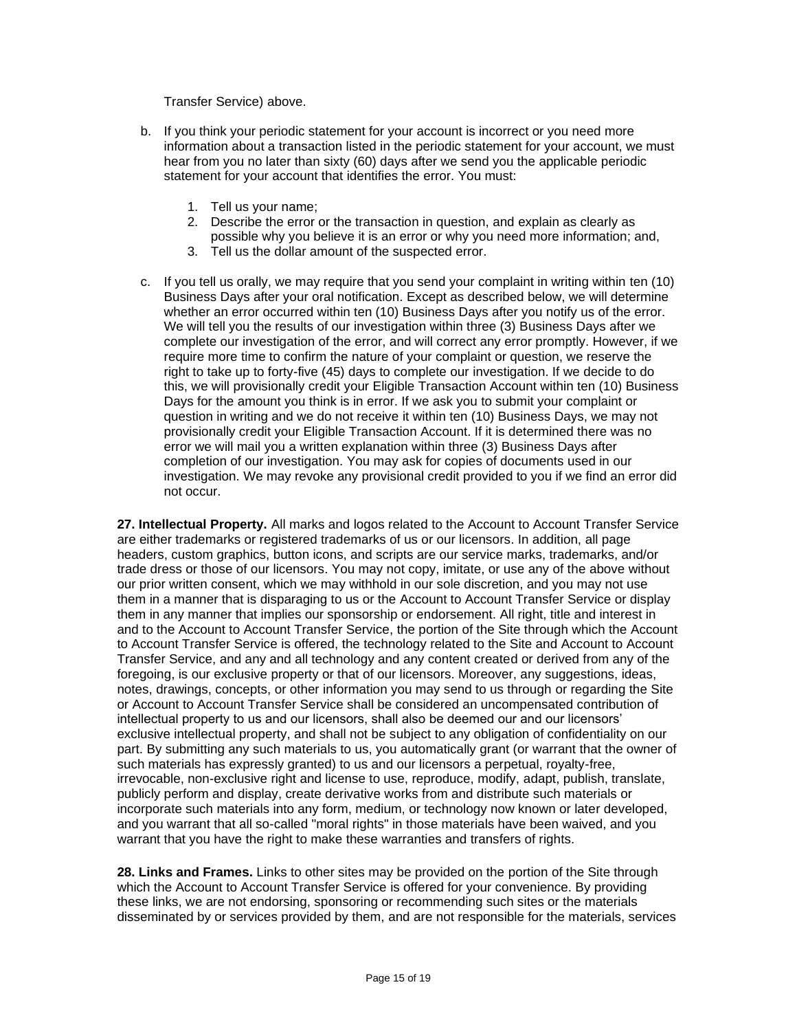Transfer Service) above.

b. If you think your periodic statement for your account is incorrect or you need more information about a transaction listed in the periodic statement for your account, we must hear from you no later than sixty (60) days after we send you the applicable periodic statement for your account that identifies the error. You must:

    1. Tell us your name;
    2. Describe the error or the transaction in question, and explain as clearly as possible why you believe it is an error or why you need more information; and,
    3. Tell us the dollar amount of the suspected error.

c. If you tell us orally, we may require that you send your complaint in writing within ten (10) Business Days after your oral notification. Except as described below, we will determine whether an error occurred within ten (10) Business Days after you notify us of the error. We will tell you the results of our investigation within three (3) Business Days after we complete our investigation of the error, and will correct any error promptly. However, if we require more time to confirm the nature of your complaint or question, we reserve the right to take up to forty-five (45) days to complete our investigation. If we decide to do this, we will provisionally credit your Eligible Transaction Account within ten (10) Business Days for the amount you think is in error. If we ask you to submit your complaint or question in writing and we do not receive it within ten (10) Business Days, we may not provisionally credit your Eligible Transaction Account. If it is determined there was no error we will mail you a written explanation within three (3) Business Days after completion of our investigation. You may ask for copies of documents used in our investigation. We may revoke any provisional credit provided to you if we find an error did not occur.

**27. Intellectual Property.** All marks and logos related to the Account to Account Transfer Service are either trademarks or registered trademarks of us or our licensors. In addition, all page headers, custom graphics, button icons, and scripts are our service marks, trademarks, and/or trade dress or those of our licensors. You may not copy, imitate, or use any of the above without our prior written consent, which we may withhold in our sole discretion, and you may not use them in a manner that is disparaging to us or the Account to Account Transfer Service or display them in any manner that implies our sponsorship or endorsement. All right, title and interest in and to the Account to Account Transfer Service, the portion of the Site through which the Account to Account Transfer Service is offered, the technology related to the Site and Account to Account Transfer Service, and any and all technology and any content created or derived from any of the foregoing, is our exclusive property or that of our licensors. Moreover, any suggestions, ideas, notes, drawings, concepts, or other information you may send to us through or regarding the Site or Account to Account Transfer Service shall be considered an uncompensated contribution of intellectual property to us and our licensors, shall also be deemed our and our licensors' exclusive intellectual property, and shall not be subject to any obligation of confidentiality on our part. By submitting any such materials to us, you automatically grant (or warrant that the owner of such materials has expressly granted) to us and our licensors a perpetual, royalty-free, irrevocable, non-exclusive right and license to use, reproduce, modify, adapt, publish, translate, publicly perform and display, create derivative works from and distribute such materials or incorporate such materials into any form, medium, or technology now known or later developed, and you warrant that all so-called "moral rights" in those materials have been waived, and you warrant that you have the right to make these warranties and transfers of rights.

**28. Links and Frames.** Links to other sites may be provided on the portion of the Site through which the Account to Account Transfer Service is offered for your convenience. By providing these links, we are not endorsing, sponsoring or recommending such sites or the materials disseminated by or services provided by them, and are not responsible for the materials, services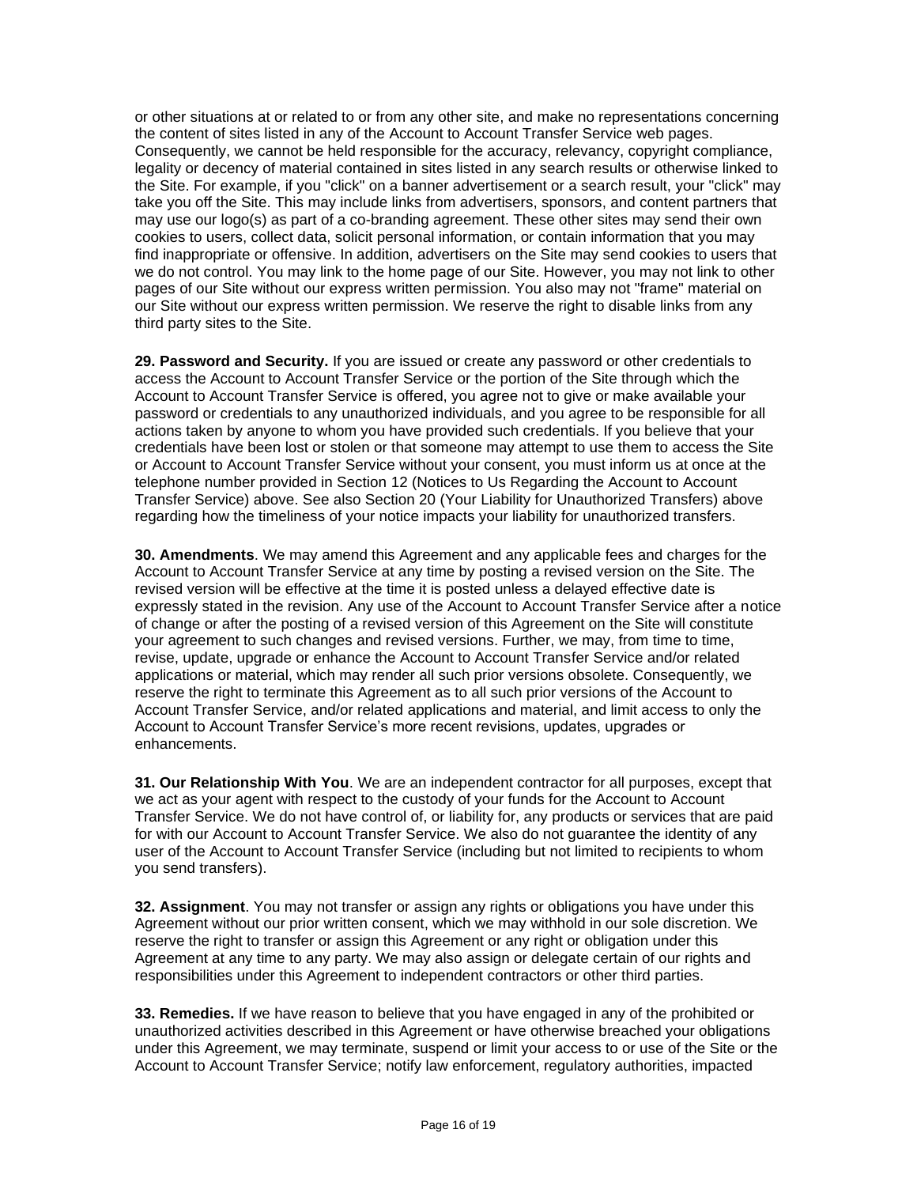or other situations at or related to or from any other site, and make no representations concerning the content of sites listed in any of the Account to Account Transfer Service web pages. Consequently, we cannot be held responsible for the accuracy, relevancy, copyright compliance, legality or decency of material contained in sites listed in any search results or otherwise linked to the Site. For example, if you "click" on a banner advertisement or a search result, your "click" may take you off the Site. This may include links from advertisers, sponsors, and content partners that may use our logo(s) as part of a co-branding agreement. These other sites may send their own cookies to users, collect data, solicit personal information, or contain information that you may find inappropriate or offensive. In addition, advertisers on the Site may send cookies to users that we do not control. You may link to the home page of our Site. However, you may not link to other pages of our Site without our express written permission. You also may not "frame" material on our Site without our express written permission. We reserve the right to disable links from any third party sites to the Site.

**29. Password and Security.** If you are issued or create any password or other credentials to access the Account to Account Transfer Service or the portion of the Site through which the Account to Account Transfer Service is offered, you agree not to give or make available your password or credentials to any unauthorized individuals, and you agree to be responsible for all actions taken by anyone to whom you have provided such credentials. If you believe that your credentials have been lost or stolen or that someone may attempt to use them to access the Site or Account to Account Transfer Service without your consent, you must inform us at once at the telephone number provided in Section 12 (Notices to Us Regarding the Account to Account Transfer Service) above. See also Section 20 (Your Liability for Unauthorized Transfers) above regarding how the timeliness of your notice impacts your liability for unauthorized transfers.

**30. Amendments**. We may amend this Agreement and any applicable fees and charges for the Account to Account Transfer Service at any time by posting a revised version on the Site. The revised version will be effective at the time it is posted unless a delayed effective date is expressly stated in the revision. Any use of the Account to Account Transfer Service after a notice of change or after the posting of a revised version of this Agreement on the Site will constitute your agreement to such changes and revised versions. Further, we may, from time to time, revise, update, upgrade or enhance the Account to Account Transfer Service and/or related applications or material, which may render all such prior versions obsolete. Consequently, we reserve the right to terminate this Agreement as to all such prior versions of the Account to Account Transfer Service, and/or related applications and material, and limit access to only the Account to Account Transfer Service's more recent revisions, updates, upgrades or enhancements.

**31. Our Relationship With You**. We are an independent contractor for all purposes, except that we act as your agent with respect to the custody of your funds for the Account to Account Transfer Service. We do not have control of, or liability for, any products or services that are paid for with our Account to Account Transfer Service. We also do not guarantee the identity of any user of the Account to Account Transfer Service (including but not limited to recipients to whom you send transfers).

**32. Assignment**. You may not transfer or assign any rights or obligations you have under this Agreement without our prior written consent, which we may withhold in our sole discretion. We reserve the right to transfer or assign this Agreement or any right or obligation under this Agreement at any time to any party. We may also assign or delegate certain of our rights and responsibilities under this Agreement to independent contractors or other third parties.

**33. Remedies.** If we have reason to believe that you have engaged in any of the prohibited or unauthorized activities described in this Agreement or have otherwise breached your obligations under this Agreement, we may terminate, suspend or limit your access to or use of the Site or the Account to Account Transfer Service; notify law enforcement, regulatory authorities, impacted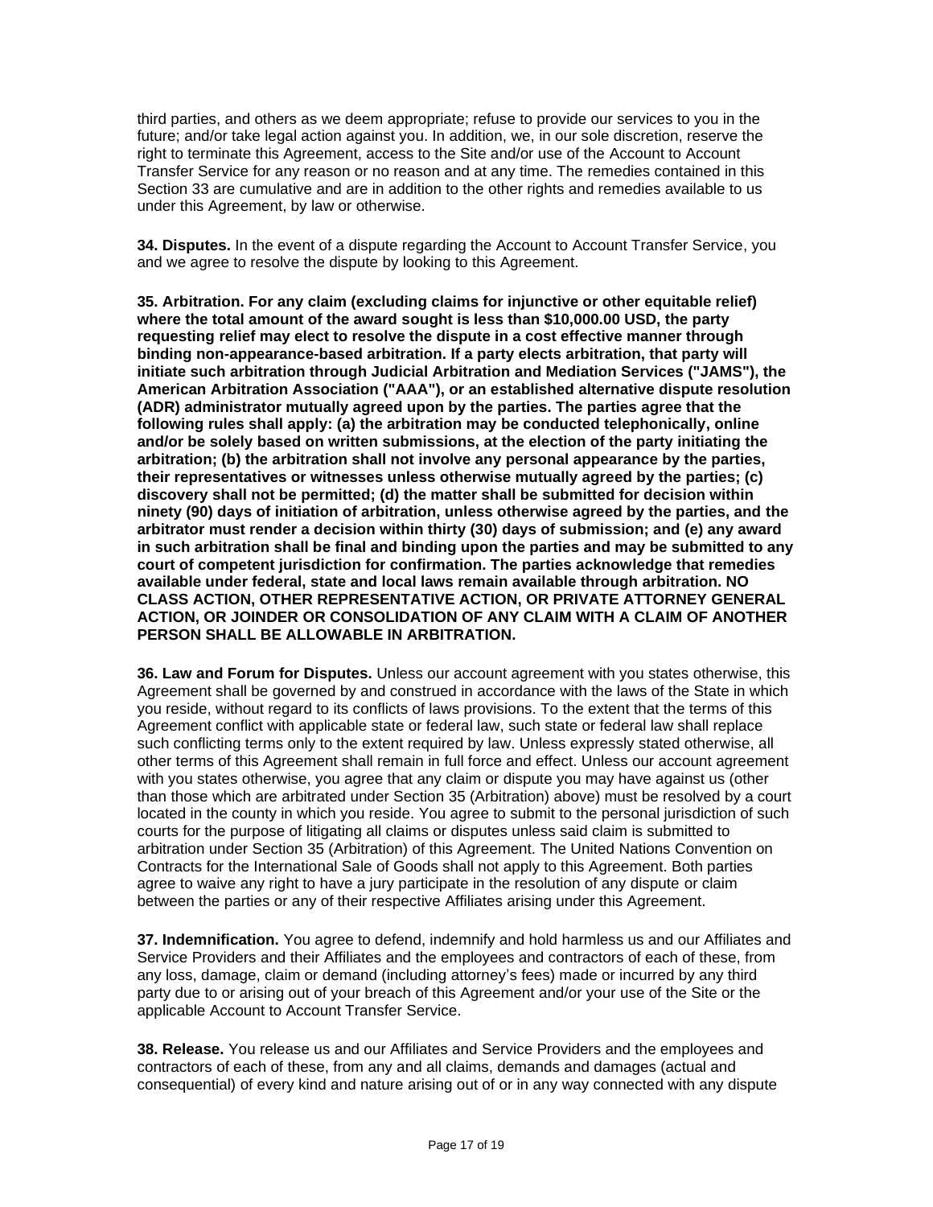third parties, and others as we deem appropriate; refuse to provide our services to you in the future; and/or take legal action against you. In addition, we, in our sole discretion, reserve the right to terminate this Agreement, access to the Site and/or use of the Account to Account Transfer Service for any reason or no reason and at any time. The remedies contained in this Section 33 are cumulative and are in addition to the other rights and remedies available to us under this Agreement, by law or otherwise.

**34. Disputes.** In the event of a dispute regarding the Account to Account Transfer Service, you and we agree to resolve the dispute by looking to this Agreement.

**35. Arbitration. For any claim (excluding claims for injunctive or other equitable relief) where the total amount of the award sought is less than $10,000.00 USD, the party requesting relief may elect to resolve the dispute in a cost effective manner through binding non-appearance-based arbitration. If a party elects arbitration, that party will initiate such arbitration through Judicial Arbitration and Mediation Services ("JAMS"), the American Arbitration Association ("AAA"), or an established alternative dispute resolution (ADR) administrator mutually agreed upon by the parties. The parties agree that the following rules shall apply: (a) the arbitration may be conducted telephonically, online and/or be solely based on written submissions, at the election of the party initiating the arbitration; (b) the arbitration shall not involve any personal appearance by the parties, their representatives or witnesses unless otherwise mutually agreed by the parties; (c) discovery shall not be permitted; (d) the matter shall be submitted for decision within ninety (90) days of initiation of arbitration, unless otherwise agreed by the parties, and the arbitrator must render a decision within thirty (30) days of submission; and (e) any award in such arbitration shall be final and binding upon the parties and may be submitted to any court of competent jurisdiction for confirmation. The parties acknowledge that remedies available under federal, state and local laws remain available through arbitration. NO CLASS ACTION, OTHER REPRESENTATIVE ACTION, OR PRIVATE ATTORNEY GENERAL ACTION, OR JOINDER OR CONSOLIDATION OF ANY CLAIM WITH A CLAIM OF ANOTHER PERSON SHALL BE ALLOWABLE IN ARBITRATION.**

**36. Law and Forum for Disputes.** Unless our account agreement with you states otherwise, this Agreement shall be governed by and construed in accordance with the laws of the State in which you reside, without regard to its conflicts of laws provisions. To the extent that the terms of this Agreement conflict with applicable state or federal law, such state or federal law shall replace such conflicting terms only to the extent required by law. Unless expressly stated otherwise, all other terms of this Agreement shall remain in full force and effect. Unless our account agreement with you states otherwise, you agree that any claim or dispute you may have against us (other than those which are arbitrated under Section 35 (Arbitration) above) must be resolved by a court located in the county in which you reside. You agree to submit to the personal jurisdiction of such courts for the purpose of litigating all claims or disputes unless said claim is submitted to arbitration under Section 35 (Arbitration) of this Agreement. The United Nations Convention on Contracts for the International Sale of Goods shall not apply to this Agreement. Both parties agree to waive any right to have a jury participate in the resolution of any dispute or claim between the parties or any of their respective Affiliates arising under this Agreement.

**37. Indemnification.** You agree to defend, indemnify and hold harmless us and our Affiliates and Service Providers and their Affiliates and the employees and contractors of each of these, from any loss, damage, claim or demand (including attorney's fees) made or incurred by any third party due to or arising out of your breach of this Agreement and/or your use of the Site or the applicable Account to Account Transfer Service.

**38. Release.** You release us and our Affiliates and Service Providers and the employees and contractors of each of these, from any and all claims, demands and damages (actual and consequential) of every kind and nature arising out of or in any way connected with any dispute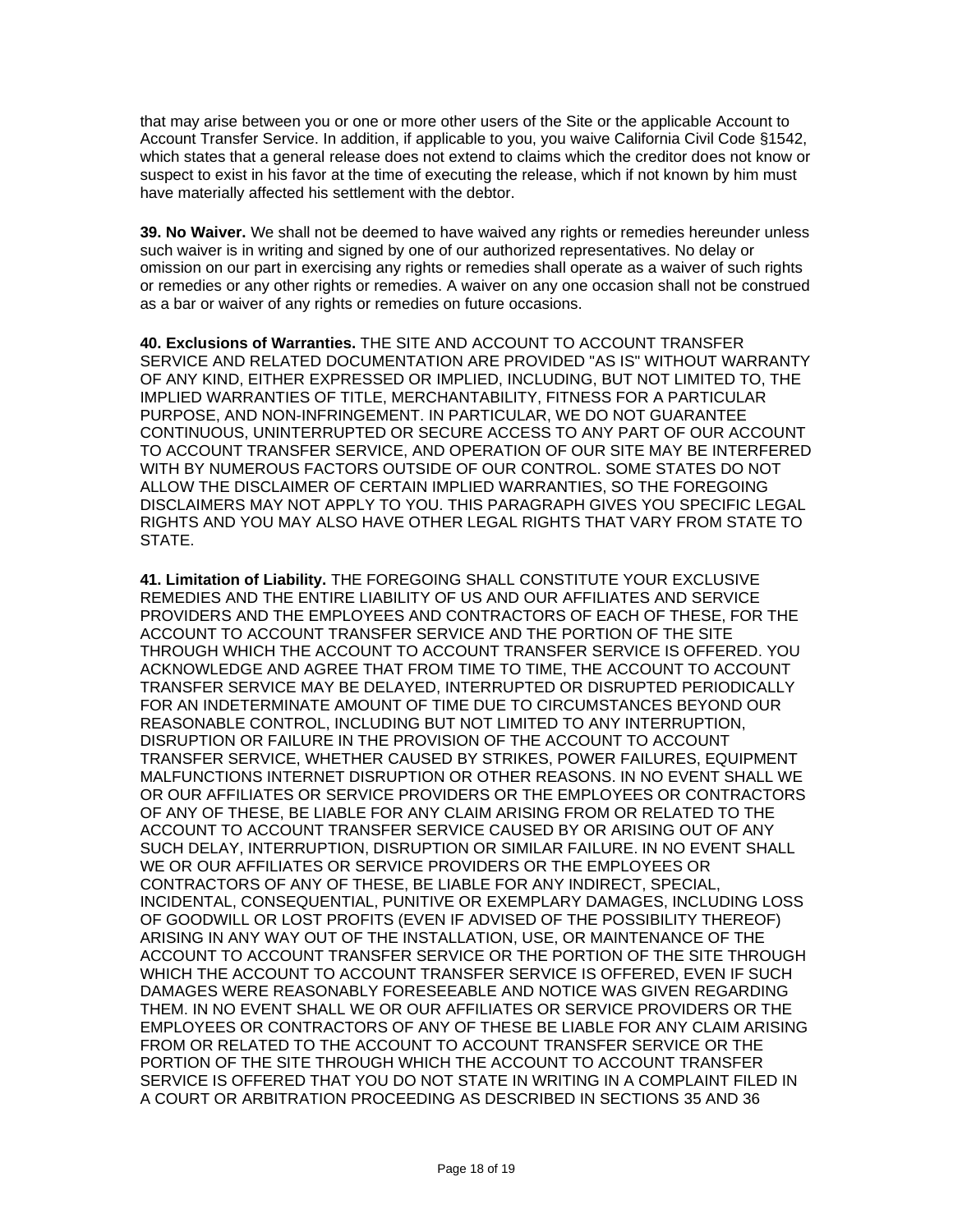that may arise between you or one or more other users of the Site or the applicable Account to Account Transfer Service. In addition, if applicable to you, you waive California Civil Code §1542, which states that a general release does not extend to claims which the creditor does not know or suspect to exist in his favor at the time of executing the release, which if not known by him must have materially affected his settlement with the debtor.

**39. No Waiver.** We shall not be deemed to have waived any rights or remedies hereunder unless such waiver is in writing and signed by one of our authorized representatives. No delay or omission on our part in exercising any rights or remedies shall operate as a waiver of such rights or remedies or any other rights or remedies. A waiver on any one occasion shall not be construed as a bar or waiver of any rights or remedies on future occasions.

**40. Exclusions of Warranties.** THE SITE AND ACCOUNT TO ACCOUNT TRANSFER SERVICE AND RELATED DOCUMENTATION ARE PROVIDED "AS IS" WITHOUT WARRANTY OF ANY KIND, EITHER EXPRESSED OR IMPLIED, INCLUDING, BUT NOT LIMITED TO, THE IMPLIED WARRANTIES OF TITLE, MERCHANTABILITY, FITNESS FOR A PARTICULAR PURPOSE, AND NON-INFRINGEMENT. IN PARTICULAR, WE DO NOT GUARANTEE CONTINUOUS, UNINTERRUPTED OR SECURE ACCESS TO ANY PART OF OUR ACCOUNT TO ACCOUNT TRANSFER SERVICE, AND OPERATION OF OUR SITE MAY BE INTERFERED WITH BY NUMEROUS FACTORS OUTSIDE OF OUR CONTROL. SOME STATES DO NOT ALLOW THE DISCLAIMER OF CERTAIN IMPLIED WARRANTIES, SO THE FOREGOING DISCLAIMERS MAY NOT APPLY TO YOU. THIS PARAGRAPH GIVES YOU SPECIFIC LEGAL RIGHTS AND YOU MAY ALSO HAVE OTHER LEGAL RIGHTS THAT VARY FROM STATE TO STATE.

**41. Limitation of Liability.** THE FOREGOING SHALL CONSTITUTE YOUR EXCLUSIVE REMEDIES AND THE ENTIRE LIABILITY OF US AND OUR AFFILIATES AND SERVICE PROVIDERS AND THE EMPLOYEES AND CONTRACTORS OF EACH OF THESE, FOR THE ACCOUNT TO ACCOUNT TRANSFER SERVICE AND THE PORTION OF THE SITE THROUGH WHICH THE ACCOUNT TO ACCOUNT TRANSFER SERVICE IS OFFERED. YOU ACKNOWLEDGE AND AGREE THAT FROM TIME TO TIME, THE ACCOUNT TO ACCOUNT TRANSFER SERVICE MAY BE DELAYED, INTERRUPTED OR DISRUPTED PERIODICALLY FOR AN INDETERMINATE AMOUNT OF TIME DUE TO CIRCUMSTANCES BEYOND OUR REASONABLE CONTROL, INCLUDING BUT NOT LIMITED TO ANY INTERRUPTION, DISRUPTION OR FAILURE IN THE PROVISION OF THE ACCOUNT TO ACCOUNT TRANSFER SERVICE, WHETHER CAUSED BY STRIKES, POWER FAILURES, EQUIPMENT MALFUNCTIONS INTERNET DISRUPTION OR OTHER REASONS. IN NO EVENT SHALL WE OR OUR AFFILIATES OR SERVICE PROVIDERS OR THE EMPLOYEES OR CONTRACTORS OF ANY OF THESE, BE LIABLE FOR ANY CLAIM ARISING FROM OR RELATED TO THE ACCOUNT TO ACCOUNT TRANSFER SERVICE CAUSED BY OR ARISING OUT OF ANY SUCH DELAY, INTERRUPTION, DISRUPTION OR SIMILAR FAILURE. IN NO EVENT SHALL WE OR OUR AFFILIATES OR SERVICE PROVIDERS OR THE EMPLOYEES OR CONTRACTORS OF ANY OF THESE, BE LIABLE FOR ANY INDIRECT, SPECIAL, INCIDENTAL, CONSEQUENTIAL, PUNITIVE OR EXEMPLARY DAMAGES, INCLUDING LOSS OF GOODWILL OR LOST PROFITS (EVEN IF ADVISED OF THE POSSIBILITY THEREOF) ARISING IN ANY WAY OUT OF THE INSTALLATION, USE, OR MAINTENANCE OF THE ACCOUNT TO ACCOUNT TRANSFER SERVICE OR THE PORTION OF THE SITE THROUGH WHICH THE ACCOUNT TO ACCOUNT TRANSFER SERVICE IS OFFERED, EVEN IF SUCH DAMAGES WERE REASONABLY FORESEEABLE AND NOTICE WAS GIVEN REGARDING THEM. IN NO EVENT SHALL WE OR OUR AFFILIATES OR SERVICE PROVIDERS OR THE EMPLOYEES OR CONTRACTORS OF ANY OF THESE BE LIABLE FOR ANY CLAIM ARISING FROM OR RELATED TO THE ACCOUNT TO ACCOUNT TRANSFER SERVICE OR THE PORTION OF THE SITE THROUGH WHICH THE ACCOUNT TO ACCOUNT TRANSFER SERVICE IS OFFERED THAT YOU DO NOT STATE IN WRITING IN A COMPLAINT FILED IN A COURT OR ARBITRATION PROCEEDING AS DESCRIBED IN SECTIONS 35 AND 36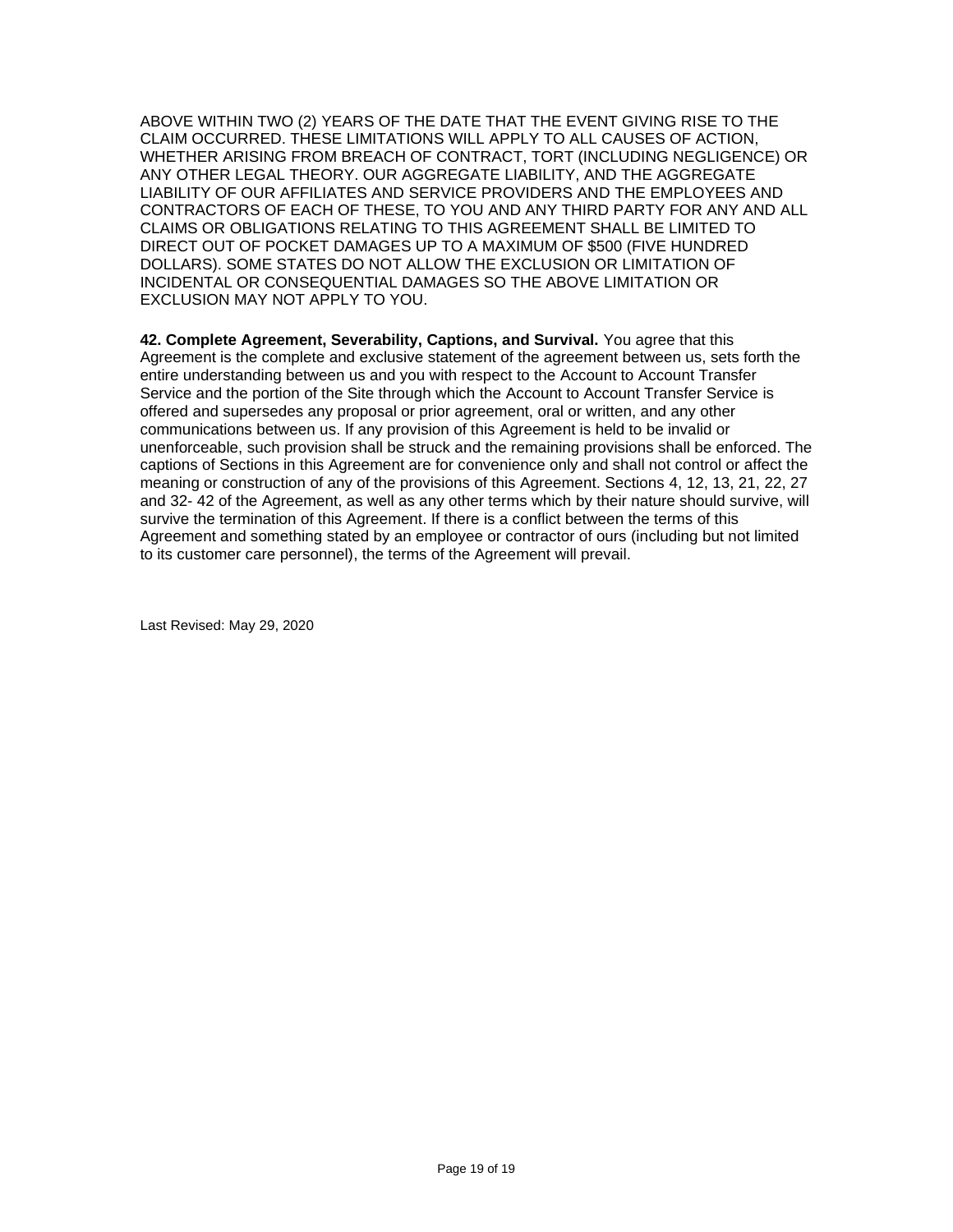ABOVE WITHIN TWO (2) YEARS OF THE DATE THAT THE EVENT GIVING RISE TO THE CLAIM OCCURRED. THESE LIMITATIONS WILL APPLY TO ALL CAUSES OF ACTION, WHETHER ARISING FROM BREACH OF CONTRACT, TORT (INCLUDING NEGLIGENCE) OR ANY OTHER LEGAL THEORY. OUR AGGREGATE LIABILITY, AND THE AGGREGATE LIABILITY OF OUR AFFILIATES AND SERVICE PROVIDERS AND THE EMPLOYEES AND CONTRACTORS OF EACH OF THESE, TO YOU AND ANY THIRD PARTY FOR ANY AND ALL CLAIMS OR OBLIGATIONS RELATING TO THIS AGREEMENT SHALL BE LIMITED TO DIRECT OUT OF POCKET DAMAGES UP TO A MAXIMUM OF $500 (FIVE HUNDRED DOLLARS). SOME STATES DO NOT ALLOW THE EXCLUSION OR LIMITATION OF INCIDENTAL OR CONSEQUENTIAL DAMAGES SO THE ABOVE LIMITATION OR EXCLUSION MAY NOT APPLY TO YOU.

**42. Complete Agreement, Severability, Captions, and Survival.** You agree that this Agreement is the complete and exclusive statement of the agreement between us, sets forth the entire understanding between us and you with respect to the Account to Account Transfer Service and the portion of the Site through which the Account to Account Transfer Service is offered and supersedes any proposal or prior agreement, oral or written, and any other communications between us. If any provision of this Agreement is held to be invalid or unenforceable, such provision shall be struck and the remaining provisions shall be enforced. The captions of Sections in this Agreement are for convenience only and shall not control or affect the meaning or construction of any of the provisions of this Agreement. Sections 4, 12, 13, 21, 22, 27 and 32- 42 of the Agreement, as well as any other terms which by their nature should survive, will survive the termination of this Agreement. If there is a conflict between the terms of this Agreement and something stated by an employee or contractor of ours (including but not limited to its customer care personnel), the terms of the Agreement will prevail.

Last Revised: May 29, 2020